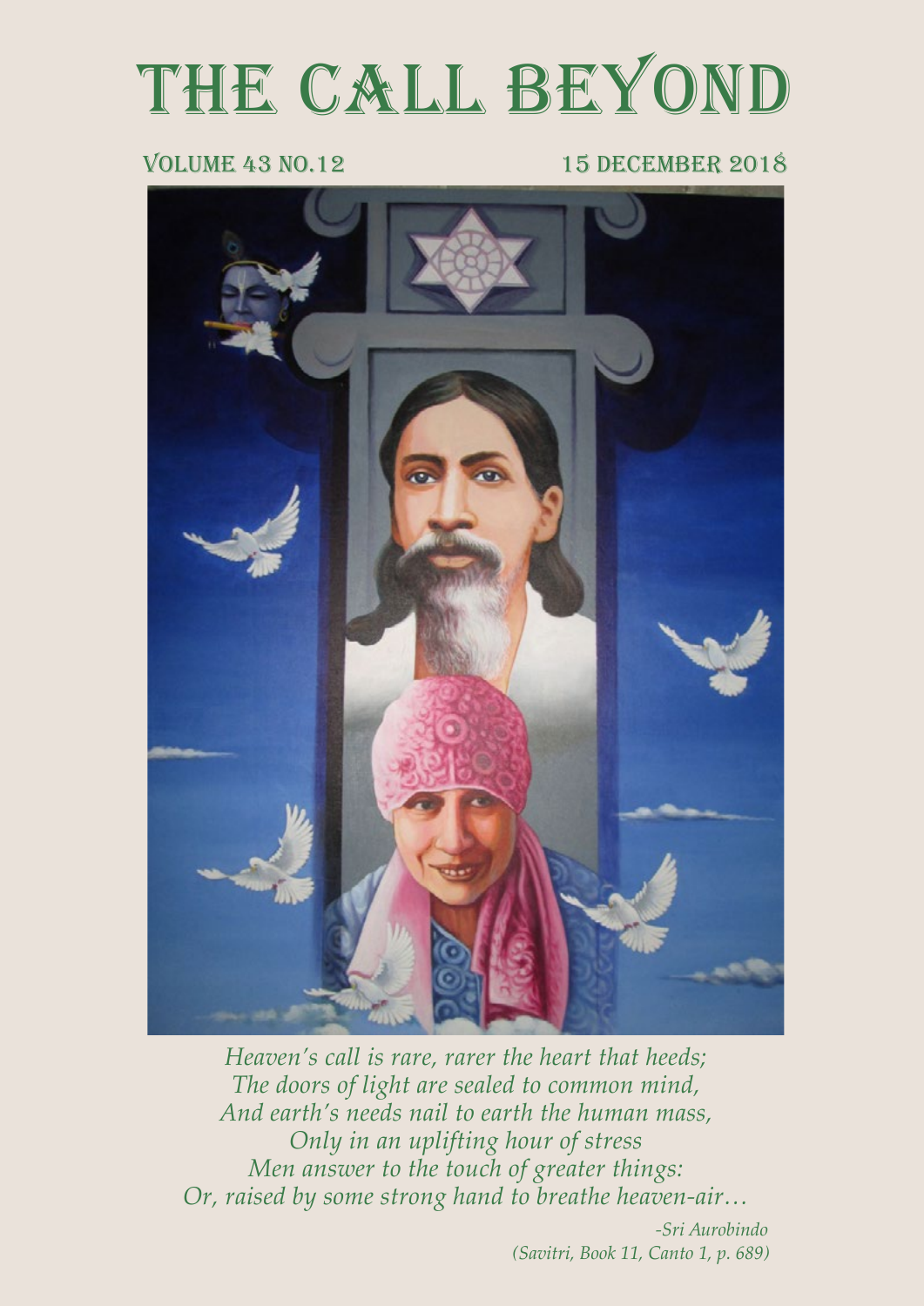# THE CALL BEYOND

VOLUME 43 NO.12 15 DECEMBER 2018

*Heaven's call is rare, rarer the heart that heeds;*
*The doors of light are sealed to common mind,*
*And earth's needs nail to earth the human mass,*
*Only in an uplifting hour of stress*
*Men answer to the touch of greater things:*
*Or, raised by some strong hand to breathe heaven-air…*

*-Sri Aurobindo*
*(Savitri, Book 11, Canto 1, p. 689)*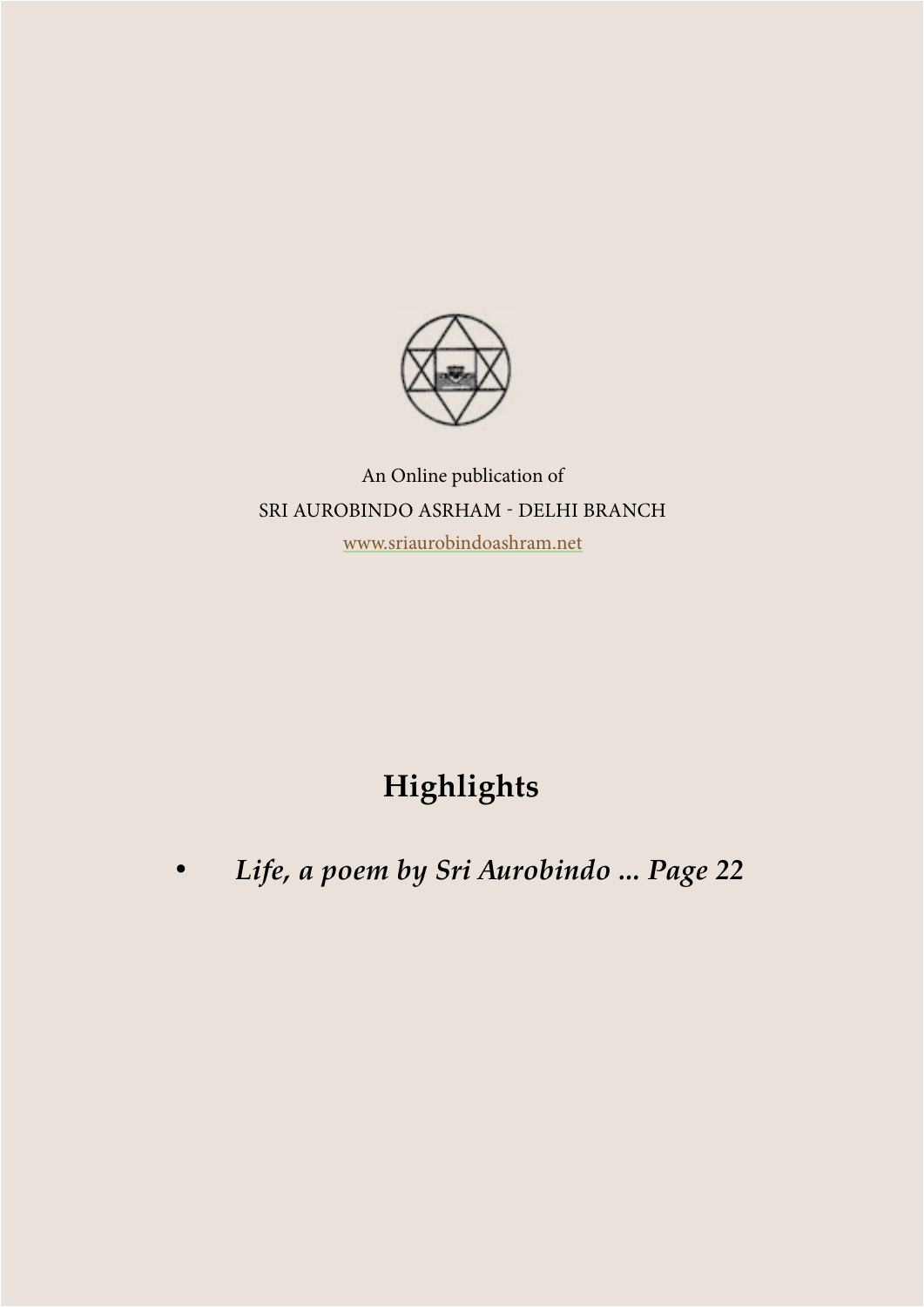An Online publication of

SRI AUROBINDO ASRHAM - DELHI BRANCH

www.sriaurobindoashram.net

# Highlights

- *Life, a poem by Sri Aurobindo ... Page 22*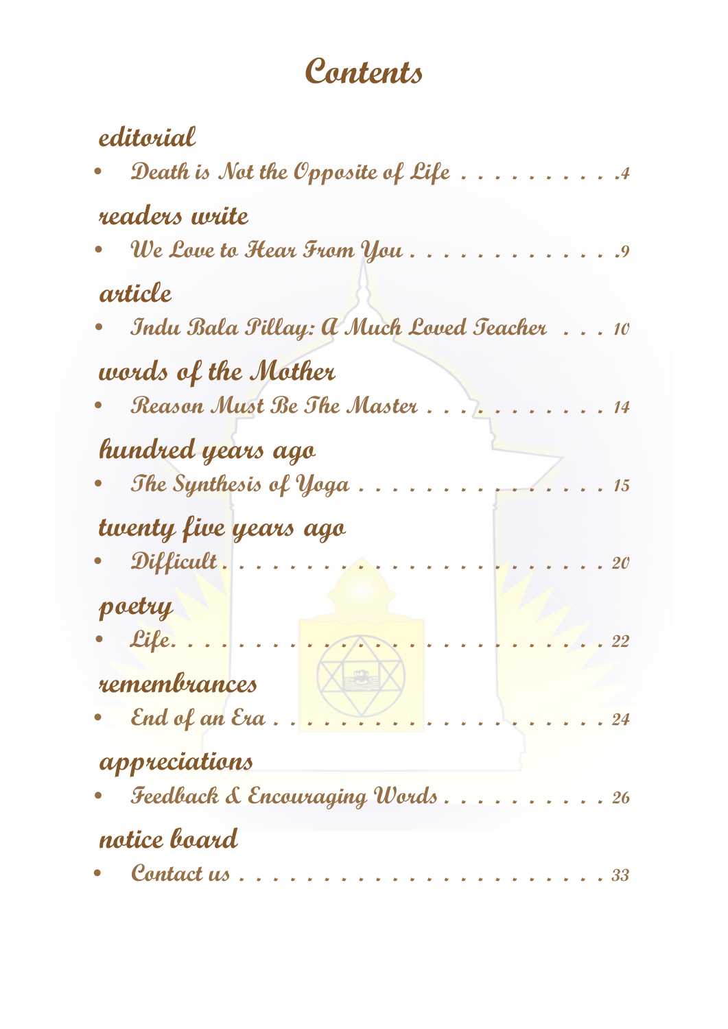# Contents

## editorial

- Death is Not the Opposite of Life . . . . . . . . . . .4

## readers write

- We Love to Hear From You . . . . . . . . . . . . . .9

## article

- Indu Bala Pillay: A Much Loved Teacher . . . 10

## words of the Mother

- Reason Must Be The Master . . . . . . . . . . . . 14

## hundred years ago

- The Synthesis of Yoga . . . . . . . . . . . . . . . . 15

## twenty five years ago

- Difficult . . . . . . . . . . . . . . . . . . . . . . . . 20

## poetry

- Life. . . . . . . . . . . . . . . . . . . . . . . . . . . . 22

## remembrances

- End of an Era . . . . . . . . . . . . . . . . . . . . . . 24

## appreciations

- Feedback & Encouraging Words . . . . . . . . . . . 26

## notice board

- Contact us . . . . . . . . . . . . . . . . . . . . . . . . 33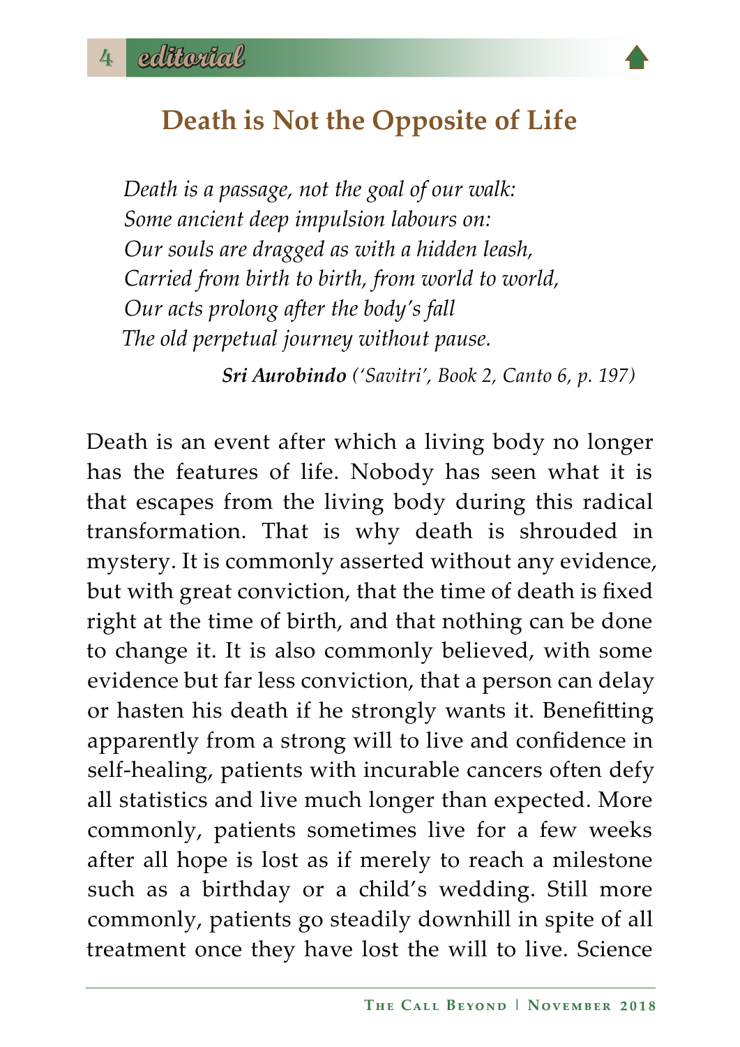# Death is Not the Opposite of Life

*Death is a passage, not the goal of our walk:*
*Some ancient deep impulsion labours on:*
*Our souls are dragged as with a hidden leash,*
*Carried from birth to birth, from world to world,*
*Our acts prolong after the body's fall*
*The old perpetual journey without pause.*

***Sri Aurobindo*** *('Savitri', Book 2, Canto 6, p. 197)*

Death is an event after which a living body no longer has the features of life. Nobody has seen what it is that escapes from the living body during this radical transformation. That is why death is shrouded in mystery. It is commonly asserted without any evidence, but with great conviction, that the time of death is fixed right at the time of birth, and that nothing can be done to change it. It is also commonly believed, with some evidence but far less conviction, that a person can delay or hasten his death if he strongly wants it. Benefitting apparently from a strong will to live and confidence in self-healing, patients with incurable cancers often defy all statistics and live much longer than expected. More commonly, patients sometimes live for a few weeks after all hope is lost as if merely to reach a milestone such as a birthday or a child's wedding. Still more commonly, patients go steadily downhill in spite of all treatment once they have lost the will to live. Science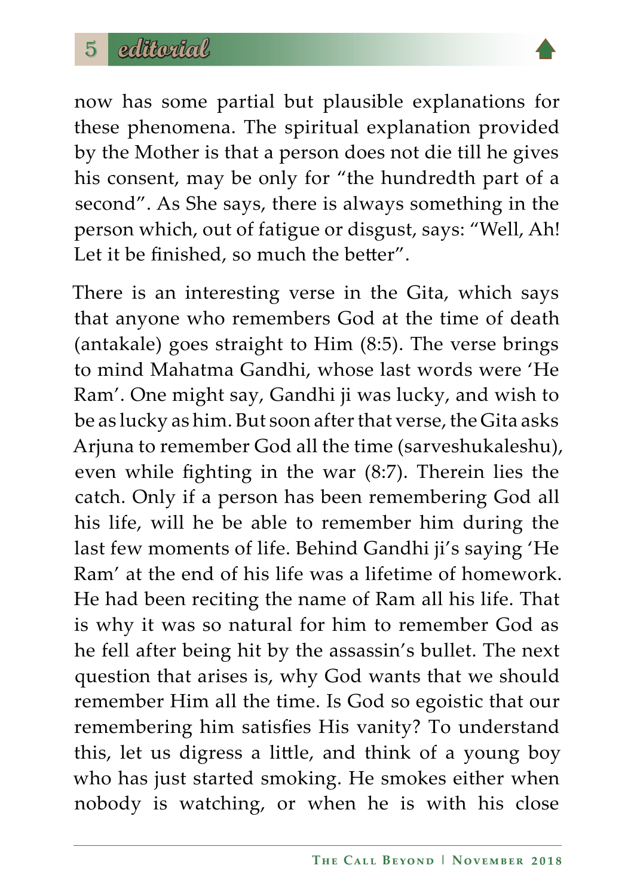now has some partial but plausible explanations for these phenomena. The spiritual explanation provided by the Mother is that a person does not die till he gives his consent, may be only for "the hundredth part of a second". As She says, there is always something in the person which, out of fatigue or disgust, says: "Well, Ah! Let it be finished, so much the better".

There is an interesting verse in the Gita, which says that anyone who remembers God at the time of death (antakale) goes straight to Him (8:5). The verse brings to mind Mahatma Gandhi, whose last words were 'He Ram'. One might say, Gandhi ji was lucky, and wish to be as lucky as him. But soon after that verse, the Gita asks Arjuna to remember God all the time (sarveshukaleshu), even while fighting in the war (8:7). Therein lies the catch. Only if a person has been remembering God all his life, will he be able to remember him during the last few moments of life. Behind Gandhi ji's saying 'He Ram' at the end of his life was a lifetime of homework. He had been reciting the name of Ram all his life. That is why it was so natural for him to remember God as he fell after being hit by the assassin's bullet. The next question that arises is, why God wants that we should remember Him all the time. Is God so egoistic that our remembering him satisfies His vanity? To understand this, let us digress a little, and think of a young boy who has just started smoking. He smokes either when nobody is watching, or when he is with his close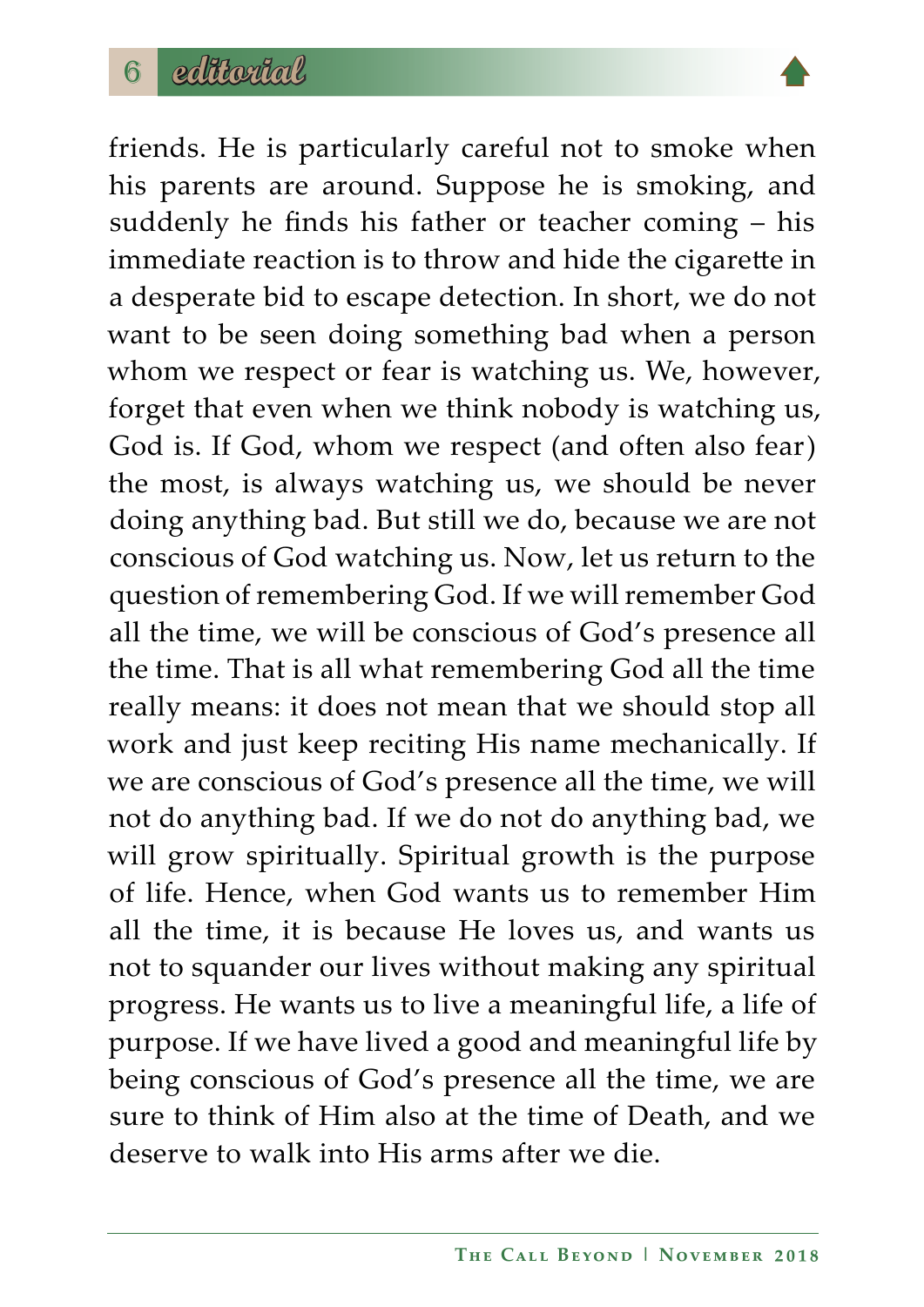friends. He is particularly careful not to smoke when his parents are around. Suppose he is smoking, and suddenly he finds his father or teacher coming – his immediate reaction is to throw and hide the cigarette in a desperate bid to escape detection. In short, we do not want to be seen doing something bad when a person whom we respect or fear is watching us. We, however, forget that even when we think nobody is watching us, God is. If God, whom we respect (and often also fear) the most, is always watching us, we should be never doing anything bad. But still we do, because we are not conscious of God watching us. Now, let us return to the question of remembering God. If we will remember God all the time, we will be conscious of God's presence all the time. That is all what remembering God all the time really means: it does not mean that we should stop all work and just keep reciting His name mechanically. If we are conscious of God's presence all the time, we will not do anything bad. If we do not do anything bad, we will grow spiritually. Spiritual growth is the purpose of life. Hence, when God wants us to remember Him all the time, it is because He loves us, and wants us not to squander our lives without making any spiritual progress. He wants us to live a meaningful life, a life of purpose. If we have lived a good and meaningful life by being conscious of God's presence all the time, we are sure to think of Him also at the time of Death, and we deserve to walk into His arms after we die.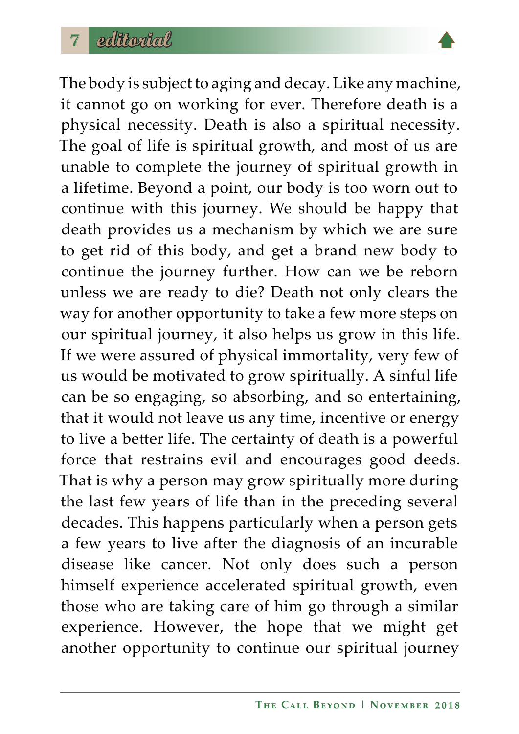The body is subject to aging and decay. Like any machine, it cannot go on working for ever. Therefore death is a physical necessity. Death is also a spiritual necessity. The goal of life is spiritual growth, and most of us are unable to complete the journey of spiritual growth in a lifetime. Beyond a point, our body is too worn out to continue with this journey. We should be happy that death provides us a mechanism by which we are sure to get rid of this body, and get a brand new body to continue the journey further. How can we be reborn unless we are ready to die? Death not only clears the way for another opportunity to take a few more steps on our spiritual journey, it also helps us grow in this life. If we were assured of physical immortality, very few of us would be motivated to grow spiritually. A sinful life can be so engaging, so absorbing, and so entertaining, that it would not leave us any time, incentive or energy to live a better life. The certainty of death is a powerful force that restrains evil and encourages good deeds. That is why a person may grow spiritually more during the last few years of life than in the preceding several decades. This happens particularly when a person gets a few years to live after the diagnosis of an incurable disease like cancer. Not only does such a person himself experience accelerated spiritual growth, even those who are taking care of him go through a similar experience. However, the hope that we might get another opportunity to continue our spiritual journey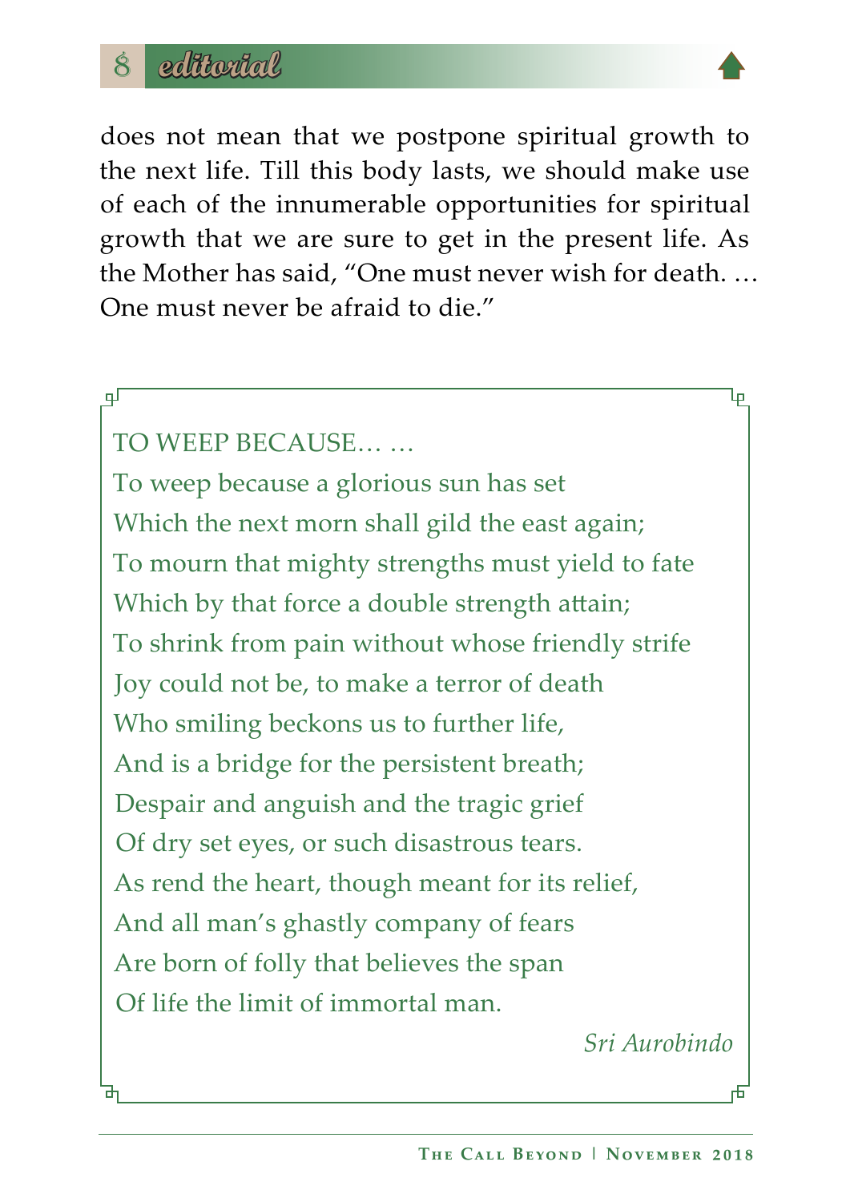does not mean that we postpone spiritual growth to the next life. Till this body lasts, we should make use of each of the innumerable opportunities for spiritual growth that we are sure to get in the present life. As the Mother has said, “One must never wish for death. … One must never be afraid to die.”

TO WEEP BECAUSE… …

To weep because a glorious sun has set  
Which the next morn shall gild the east again;  
To mourn that mighty strengths must yield to fate  
Which by that force a double strength attain;  
To shrink from pain without whose friendly strife  
Joy could not be, to make a terror of death  
Who smiling beckons us to further life,  
And is a bridge for the persistent breath;  
Despair and anguish and the tragic grief  
Of dry set eyes, or such disastrous tears.  
As rend the heart, though meant for its relief,  
And all man’s ghastly company of fears  
Are born of folly that believes the span  
Of life the limit of immortal man.

*Sri Aurobindo*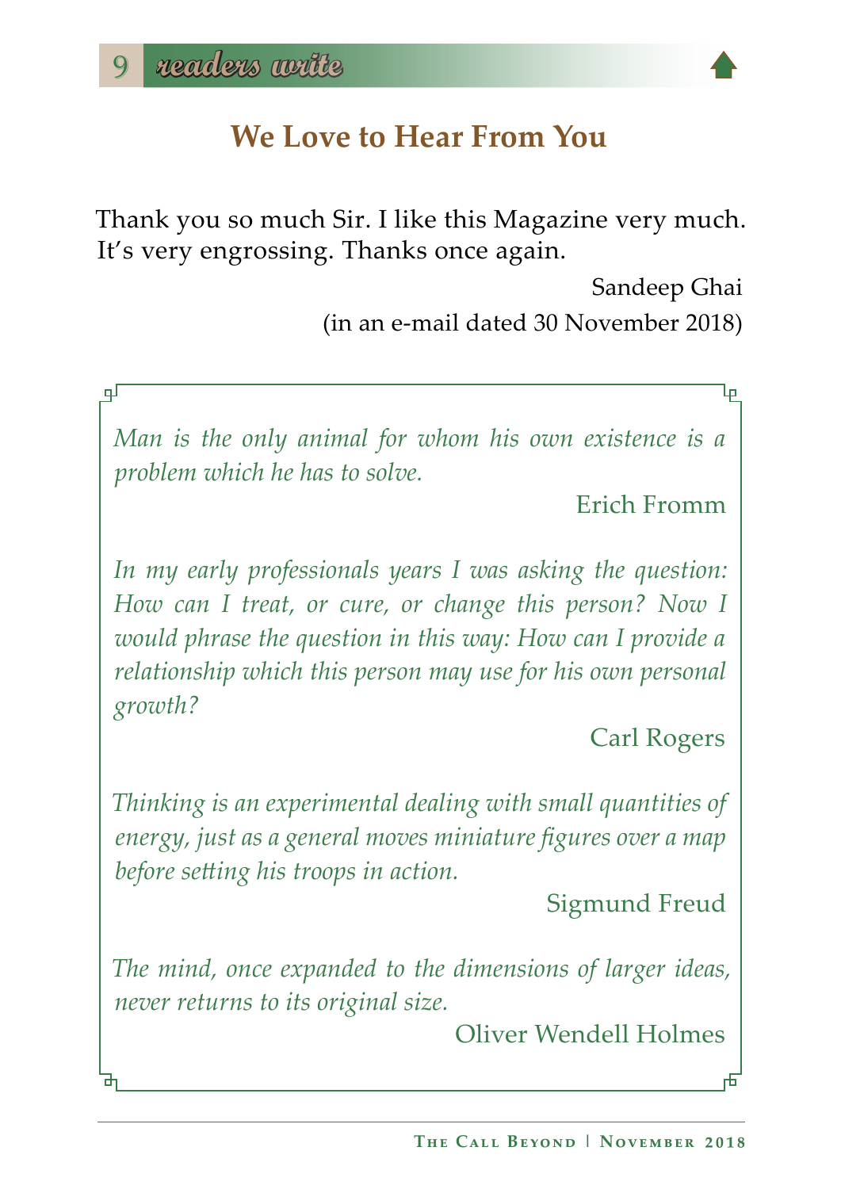## We Love to Hear From You

Thank you so much Sir. I like this Magazine very much. It's very engrossing. Thanks once again.

Sandeep Ghai
(in an e-mail dated 30 November 2018)

*Man is the only animal for whom his own existence is a problem which he has to solve.*

Erich Fromm

*In my early professionals years I was asking the question: How can I treat, or cure, or change this person? Now I would phrase the question in this way: How can I provide a relationship which this person may use for his own personal growth?*

Carl Rogers

*Thinking is an experimental dealing with small quantities of energy, just as a general moves miniature figures over a map before setting his troops in action.*

Sigmund Freud

*The mind, once expanded to the dimensions of larger ideas, never returns to its original size.*

Oliver Wendell Holmes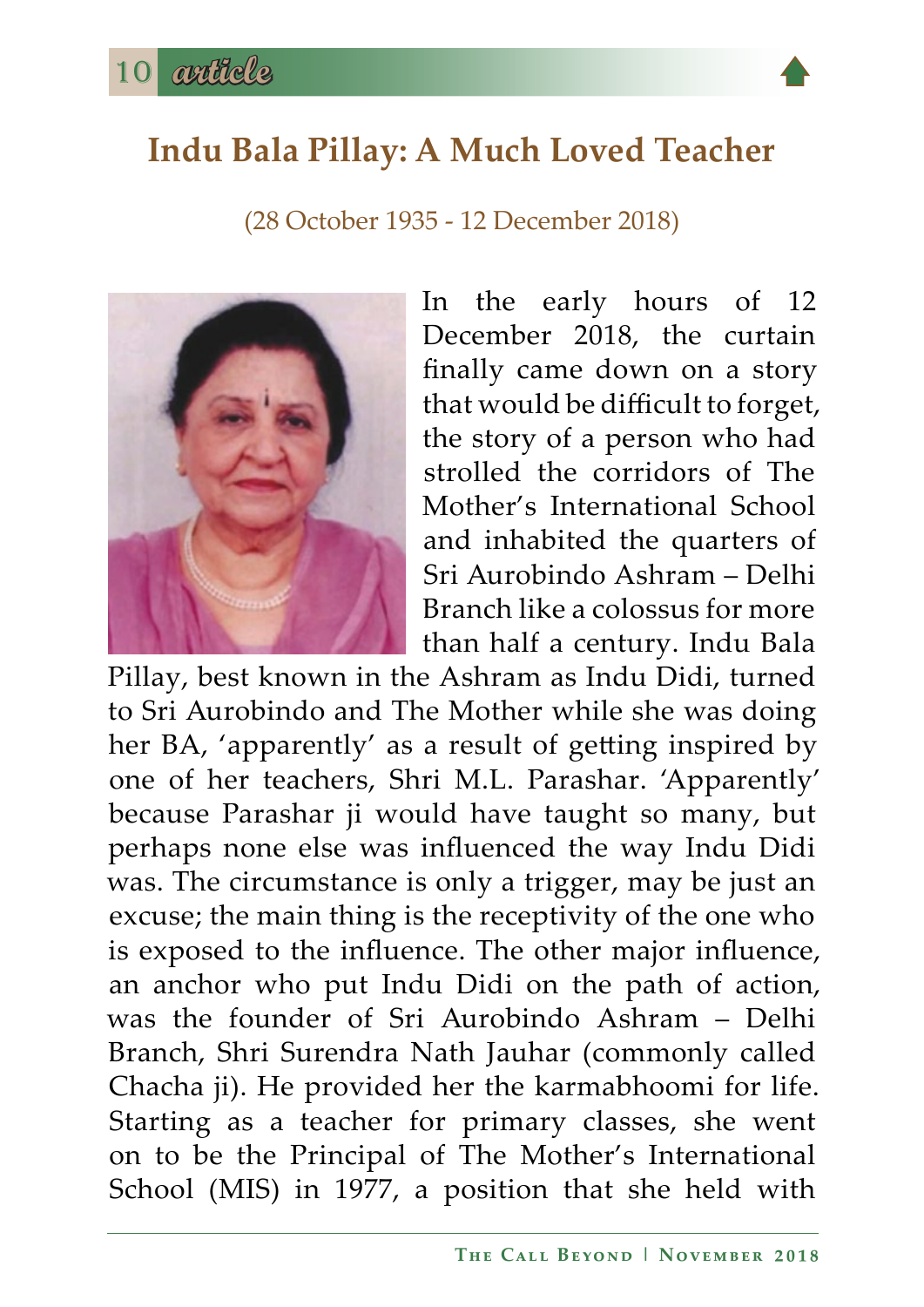# Indu Bala Pillay: A Much Loved Teacher

(28 October 1935 - 12 December 2018)

In the early hours of 12 December 2018, the curtain finally came down on a story that would be difficult to forget, the story of a person who had strolled the corridors of The Mother's International School and inhabited the quarters of Sri Aurobindo Ashram – Delhi Branch like a colossus for more than half a century. Indu Bala Pillay, best known in the Ashram as Indu Didi, turned to Sri Aurobindo and The Mother while she was doing her BA, 'apparently' as a result of getting inspired by one of her teachers, Shri M.L. Parashar. 'Apparently' because Parashar ji would have taught so many, but perhaps none else was influenced the way Indu Didi was. The circumstance is only a trigger, may be just an excuse; the main thing is the receptivity of the one who is exposed to the influence. The other major influence, an anchor who put Indu Didi on the path of action, was the founder of Sri Aurobindo Ashram – Delhi Branch, Shri Surendra Nath Jauhar (commonly called Chacha ji). He provided her the karmabhoomi for life. Starting as a teacher for primary classes, she went on to be the Principal of The Mother's International School (MIS) in 1977, a position that she held with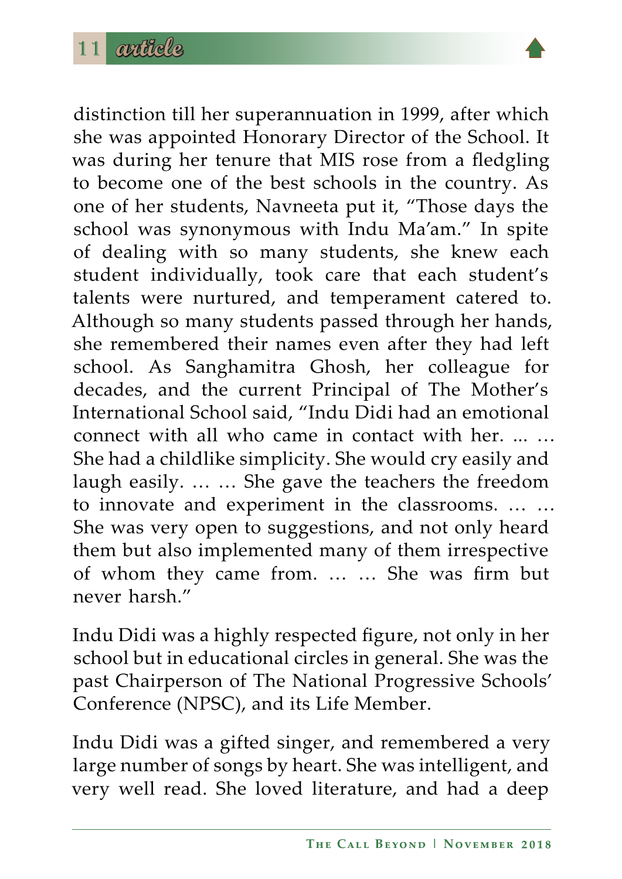distinction till her superannuation in 1999, after which she was appointed Honorary Director of the School. It was during her tenure that MIS rose from a fledgling to become one of the best schools in the country. As one of her students, Navneeta put it, “Those days the school was synonymous with Indu Ma’am.” In spite of dealing with so many students, she knew each student individually, took care that each student’s talents were nurtured, and temperament catered to. Although so many students passed through her hands, she remembered their names even after they had left school. As Sanghamitra Ghosh, her colleague for decades, and the current Principal of The Mother’s International School said, “Indu Didi had an emotional connect with all who came in contact with her. ... … She had a childlike simplicity. She would cry easily and laugh easily. … … She gave the teachers the freedom to innovate and experiment in the classrooms. … … She was very open to suggestions, and not only heard them but also implemented many of them irrespective of whom they came from. … … She was firm but never harsh.”

Indu Didi was a highly respected figure, not only in her school but in educational circles in general. She was the past Chairperson of The National Progressive Schools’ Conference (NPSC), and its Life Member.

Indu Didi was a gifted singer, and remembered a very large number of songs by heart. She was intelligent, and very well read. She loved literature, and had a deep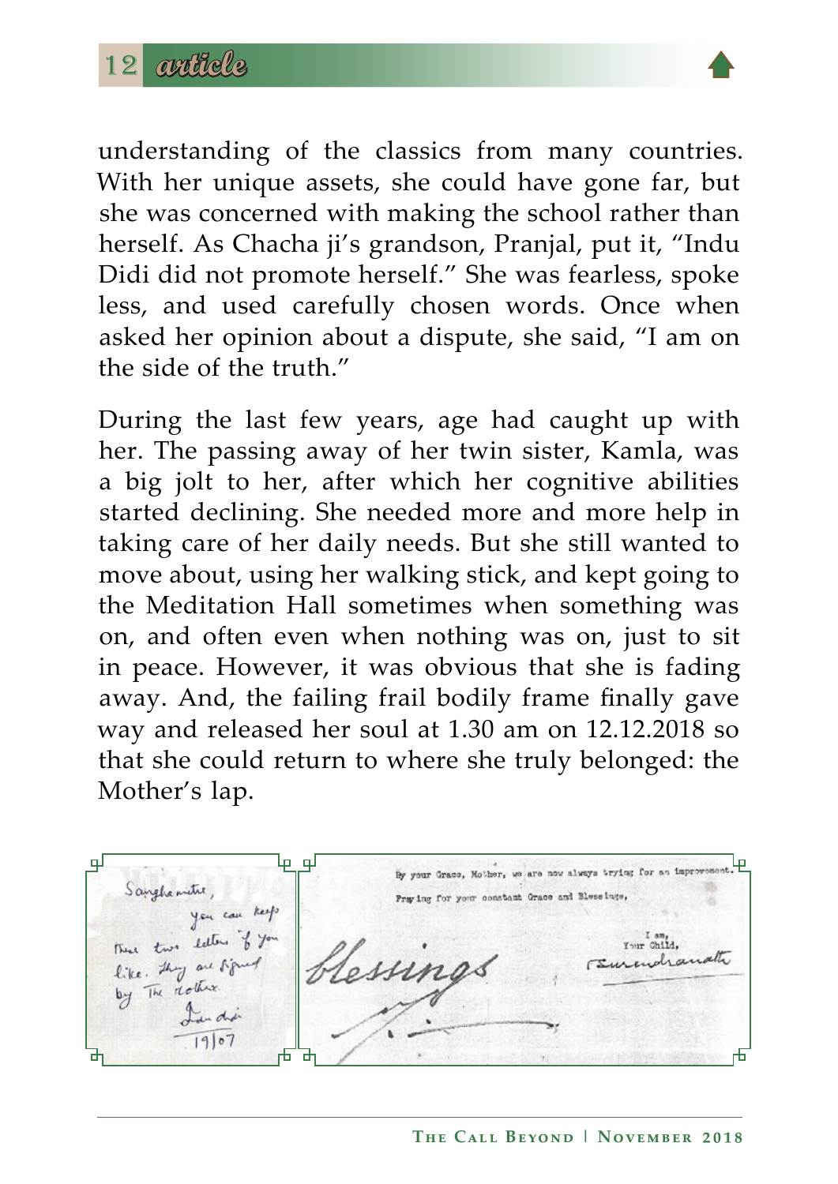understanding of the classics from many countries. With her unique assets, she could have gone far, but she was concerned with making the school rather than herself. As Chacha ji's grandson, Pranjal, put it, "Indu Didi did not promote herself." She was fearless, spoke less, and used carefully chosen words. Once when asked her opinion about a dispute, she said, "I am on the side of the truth."

During the last few years, age had caught up with her. The passing away of her twin sister, Kamla, was a big jolt to her, after which her cognitive abilities started declining. She needed more and more help in taking care of her daily needs. But she still wanted to move about, using her walking stick, and kept going to the Meditation Hall sometimes when something was on, and often even when nothing was on, just to sit in peace. However, it was obvious that she is fading away. And, the failing frail bodily frame finally gave way and released her soul at 1.30 am on 12.12.2018 so that she could return to where she truly belonged: the Mother's lap.

Sanghamitra,
you can keep
these two letters if you
like. They are signed
by The Mother.
Indu didi
19/07

By your Grace, Mother, we are now always trying for an improvement.
Praying for your constant Grace and Blessings,

I am,
Your Child,
Surendranath

blessings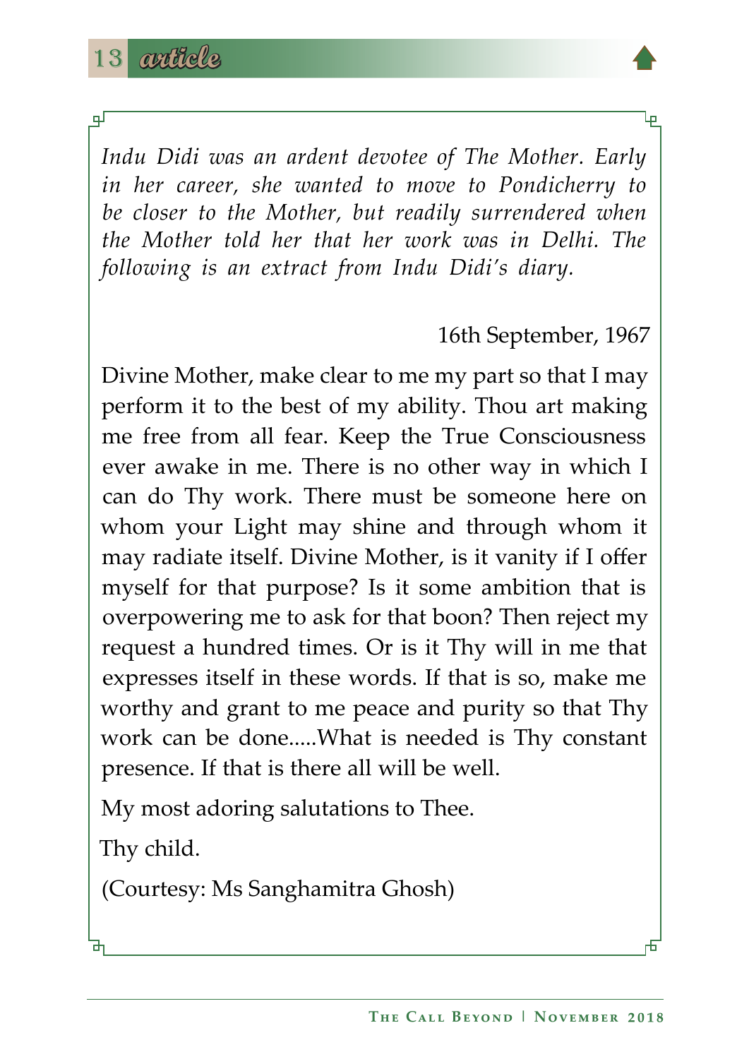*Indu Didi was an ardent devotee of The Mother. Early in her career, she wanted to move to Pondicherry to be closer to the Mother, but readily surrendered when the Mother told her that her work was in Delhi. The following is an extract from Indu Didi's diary.*

16th September, 1967

Divine Mother, make clear to me my part so that I may perform it to the best of my ability. Thou art making me free from all fear. Keep the True Consciousness ever awake in me. There is no other way in which I can do Thy work. There must be someone here on whom your Light may shine and through whom it may radiate itself. Divine Mother, is it vanity if I offer myself for that purpose? Is it some ambition that is overpowering me to ask for that boon? Then reject my request a hundred times. Or is it Thy will in me that expresses itself in these words. If that is so, make me worthy and grant to me peace and purity so that Thy work can be done.....What is needed is Thy constant presence. If that is there all will be well.

My most adoring salutations to Thee.

Thy child.

(Courtesy: Ms Sanghamitra Ghosh)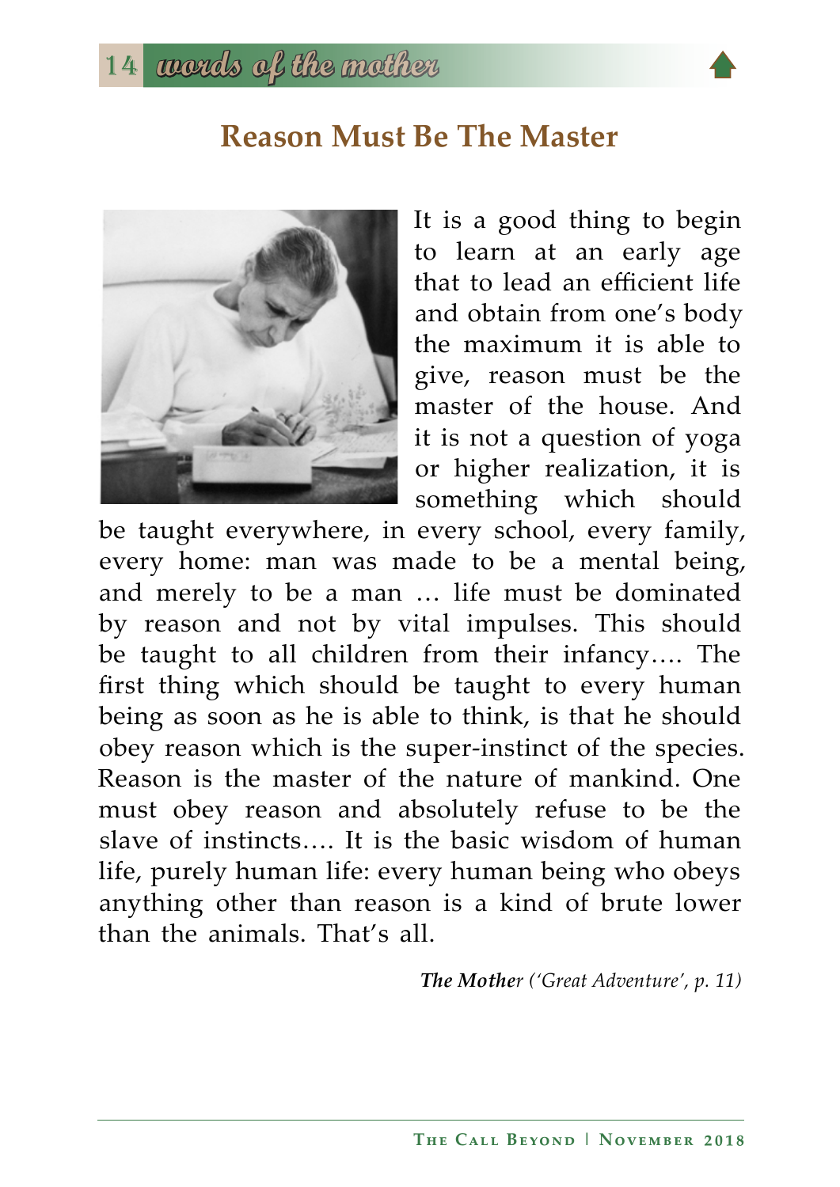## Reason Must Be The Master

It is a good thing to begin to learn at an early age that to lead an efficient life and obtain from one's body the maximum it is able to give, reason must be the master of the house. And it is not a question of yoga or higher realization, it is something which should be taught everywhere, in every school, every family, every home: man was made to be a mental being, and merely to be a man … life must be dominated by reason and not by vital impulses. This should be taught to all children from their infancy…. The first thing which should be taught to every human being as soon as he is able to think, is that he should obey reason which is the super-instinct of the species. Reason is the master of the nature of mankind. One must obey reason and absolutely refuse to be the slave of instincts…. It is the basic wisdom of human life, purely human life: every human being who obeys anything other than reason is a kind of brute lower than the animals. That's all.

***The Mother*** *('Great Adventure', p. 11)*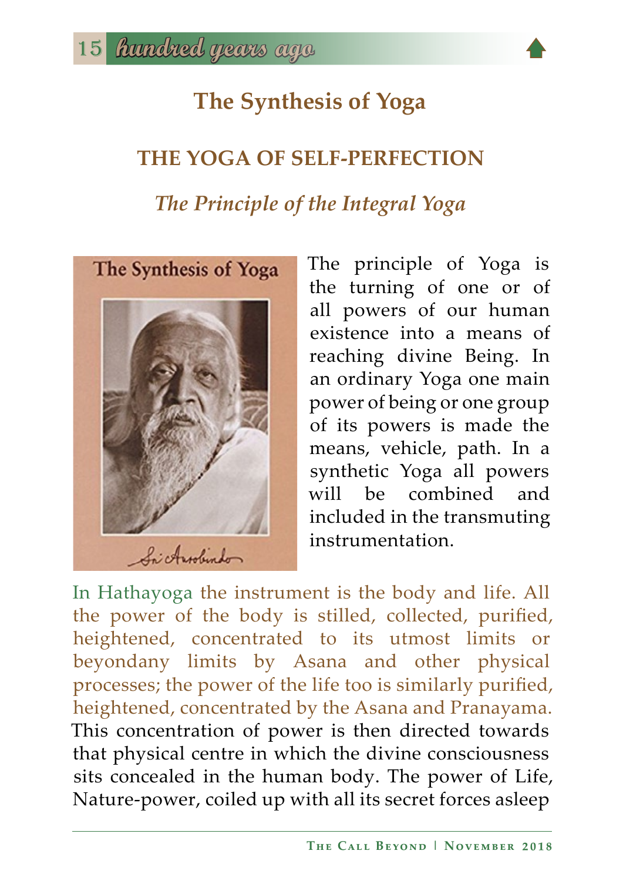# The Synthesis of Yoga

## THE YOGA OF SELF-PERFECTION

### *The Principle of the Integral Yoga*

The principle of Yoga is the turning of one or of all powers of our human existence into a means of reaching divine Being. In an ordinary Yoga one main power of being or one group of its powers is made the means, vehicle, path. In a synthetic Yoga all powers will be combined and included in the transmuting instrumentation.

In Hathayoga the instrument is the body and life. All the power of the body is stilled, collected, purified, heightened, concentrated to its utmost limits or beyondany limits by Asana and other physical processes; the power of the life too is similarly purified, heightened, concentrated by the Asana and Pranayama. This concentration of power is then directed towards that physical centre in which the divine consciousness sits concealed in the human body. The power of Life, Nature-power, coiled up with all its secret forces asleep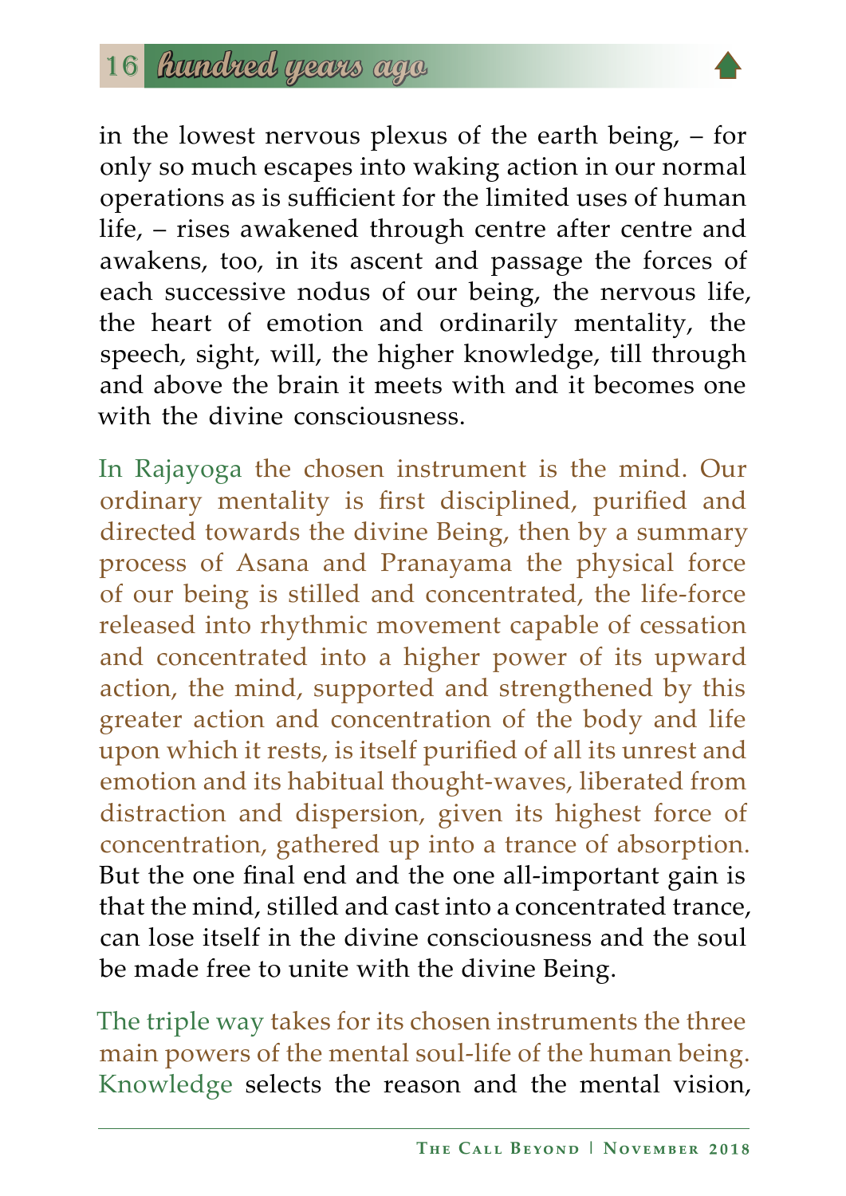in the lowest nervous plexus of the earth being, – for only so much escapes into waking action in our normal operations as is sufficient for the limited uses of human life, – rises awakened through centre after centre and awakens, too, in its ascent and passage the forces of each successive nodus of our being, the nervous life, the heart of emotion and ordinarily mentality, the speech, sight, will, the higher knowledge, till through and above the brain it meets with and it becomes one with the divine consciousness.

In Rajayoga the chosen instrument is the mind. Our ordinary mentality is first disciplined, purified and directed towards the divine Being, then by a summary process of Asana and Pranayama the physical force of our being is stilled and concentrated, the life-force released into rhythmic movement capable of cessation and concentrated into a higher power of its upward action, the mind, supported and strengthened by this greater action and concentration of the body and life upon which it rests, is itself purified of all its unrest and emotion and its habitual thought-waves, liberated from distraction and dispersion, given its highest force of concentration, gathered up into a trance of absorption. But the one final end and the one all-important gain is that the mind, stilled and cast into a concentrated trance, can lose itself in the divine consciousness and the soul be made free to unite with the divine Being.

The triple way takes for its chosen instruments the three main powers of the mental soul-life of the human being. Knowledge selects the reason and the mental vision,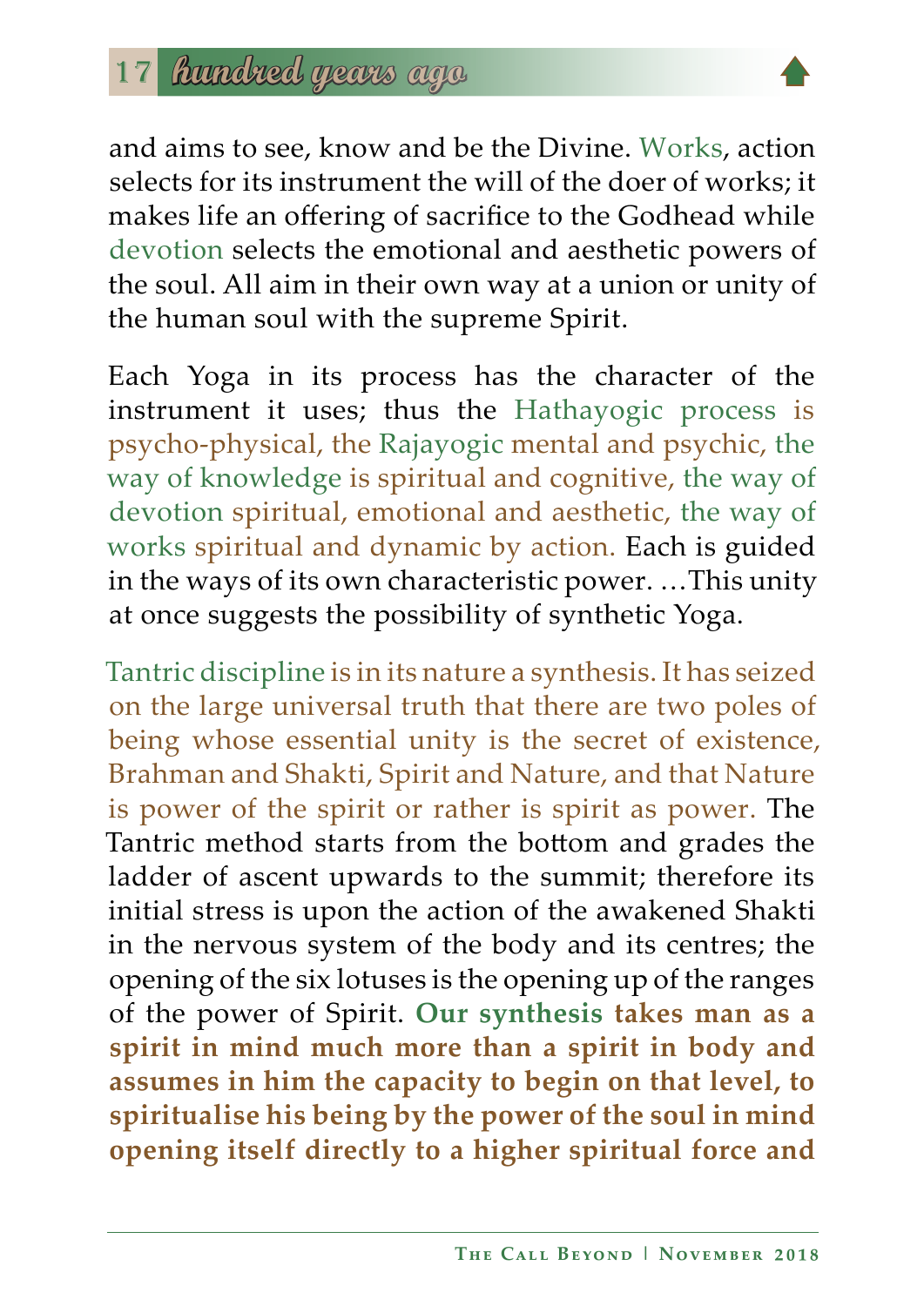and aims to see, know and be the Divine. Works, action selects for its instrument the will of the doer of works; it makes life an offering of sacrifice to the Godhead while devotion selects the emotional and aesthetic powers of the soul. All aim in their own way at a union or unity of the human soul with the supreme Spirit.

Each Yoga in its process has the character of the instrument it uses; thus the Hathayogic process is psycho-physical, the Rajayogic mental and psychic, the way of knowledge is spiritual and cognitive, the way of devotion spiritual, emotional and aesthetic, the way of works spiritual and dynamic by action. Each is guided in the ways of its own characteristic power. …This unity at once suggests the possibility of synthetic Yoga.

Tantric discipline is in its nature a synthesis. It has seized on the large universal truth that there are two poles of being whose essential unity is the secret of existence, Brahman and Shakti, Spirit and Nature, and that Nature is power of the spirit or rather is spirit as power. The Tantric method starts from the bottom and grades the ladder of ascent upwards to the summit; therefore its initial stress is upon the action of the awakened Shakti in the nervous system of the body and its centres; the opening of the six lotuses is the opening up of the ranges of the power of Spirit. **Our synthesis takes man as a spirit in mind much more than a spirit in body and assumes in him the capacity to begin on that level, to spiritualise his being by the power of the soul in mind opening itself directly to a higher spiritual force and**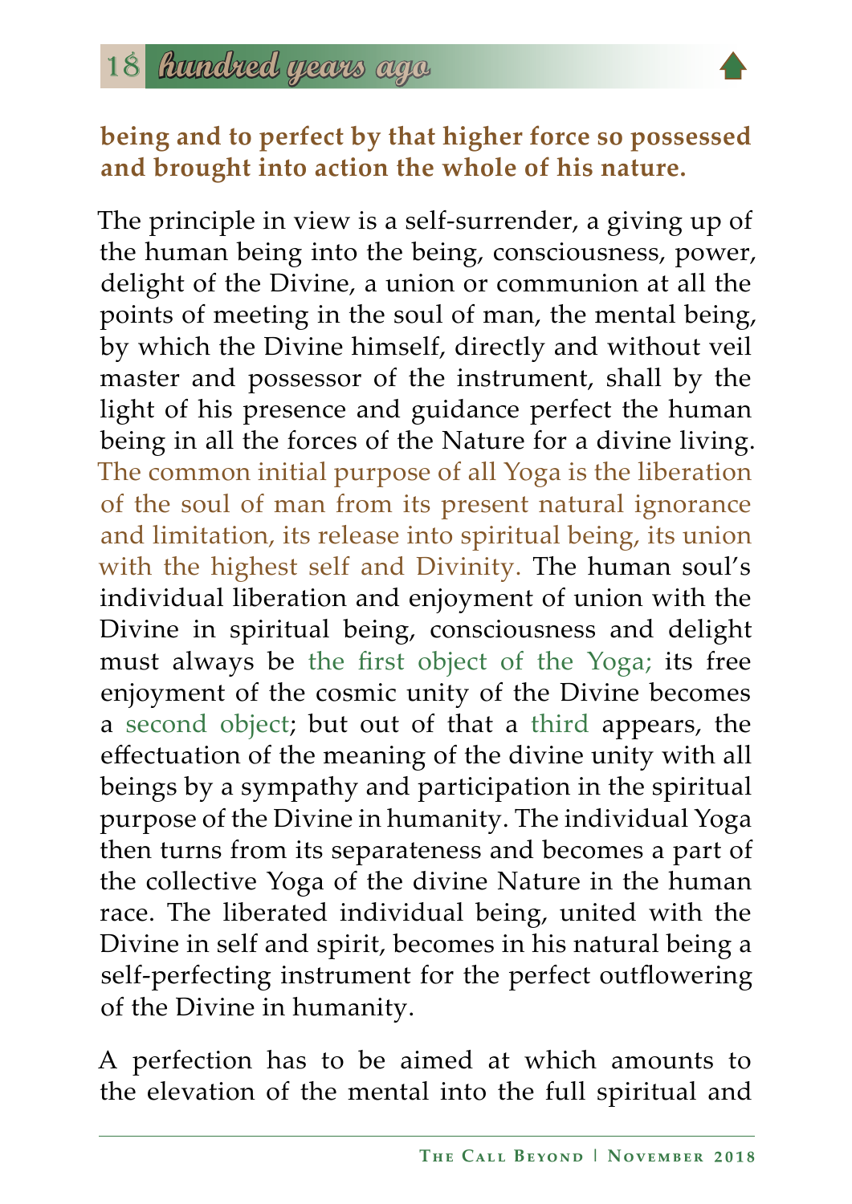**being and to perfect by that higher force so possessed and brought into action the whole of his nature.**

The principle in view is a self-surrender, a giving up of the human being into the being, consciousness, power, delight of the Divine, a union or communion at all the points of meeting in the soul of man, the mental being, by which the Divine himself, directly and without veil master and possessor of the instrument, shall by the light of his presence and guidance perfect the human being in all the forces of the Nature for a divine living. The common initial purpose of all Yoga is the liberation of the soul of man from its present natural ignorance and limitation, its release into spiritual being, its union with the highest self and Divinity. The human soul's individual liberation and enjoyment of union with the Divine in spiritual being, consciousness and delight must always be the first object of the Yoga; its free enjoyment of the cosmic unity of the Divine becomes a second object; but out of that a third appears, the effectuation of the meaning of the divine unity with all beings by a sympathy and participation in the spiritual purpose of the Divine in humanity. The individual Yoga then turns from its separateness and becomes a part of the collective Yoga of the divine Nature in the human race. The liberated individual being, united with the Divine in self and spirit, becomes in his natural being a self-perfecting instrument for the perfect outflowering of the Divine in humanity.

A perfection has to be aimed at which amounts to the elevation of the mental into the full spiritual and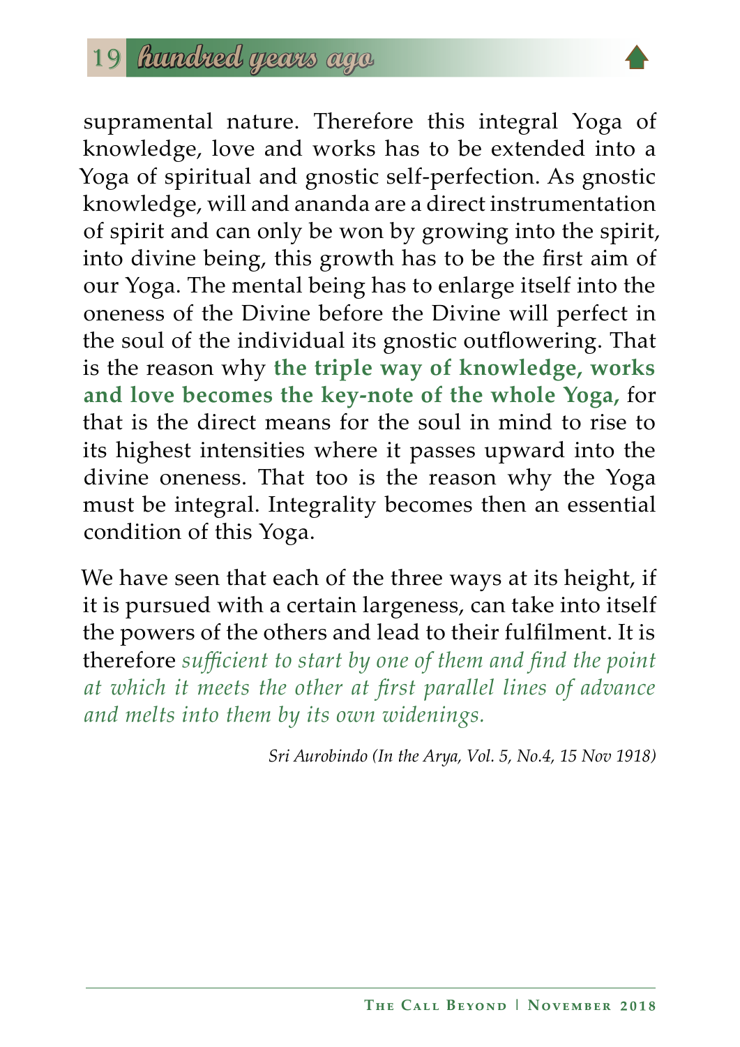supramental nature. Therefore this integral Yoga of knowledge, love and works has to be extended into a Yoga of spiritual and gnostic self-perfection. As gnostic knowledge, will and ananda are a direct instrumentation of spirit and can only be won by growing into the spirit, into divine being, this growth has to be the first aim of our Yoga. The mental being has to enlarge itself into the oneness of the Divine before the Divine will perfect in the soul of the individual its gnostic outflowering. That is the reason why **the triple way of knowledge, works and love becomes the key-note of the whole Yoga,** for that is the direct means for the soul in mind to rise to its highest intensities where it passes upward into the divine oneness. That too is the reason why the Yoga must be integral. Integrality becomes then an essential condition of this Yoga.

We have seen that each of the three ways at its height, if it is pursued with a certain largeness, can take into itself the powers of the others and lead to their fulfilment. It is therefore *sufficient to start by one of them and find the point at which it meets the other at first parallel lines of advance and melts into them by its own widenings.*

*Sri Aurobindo (In the Arya, Vol. 5, No.4, 15 Nov 1918)*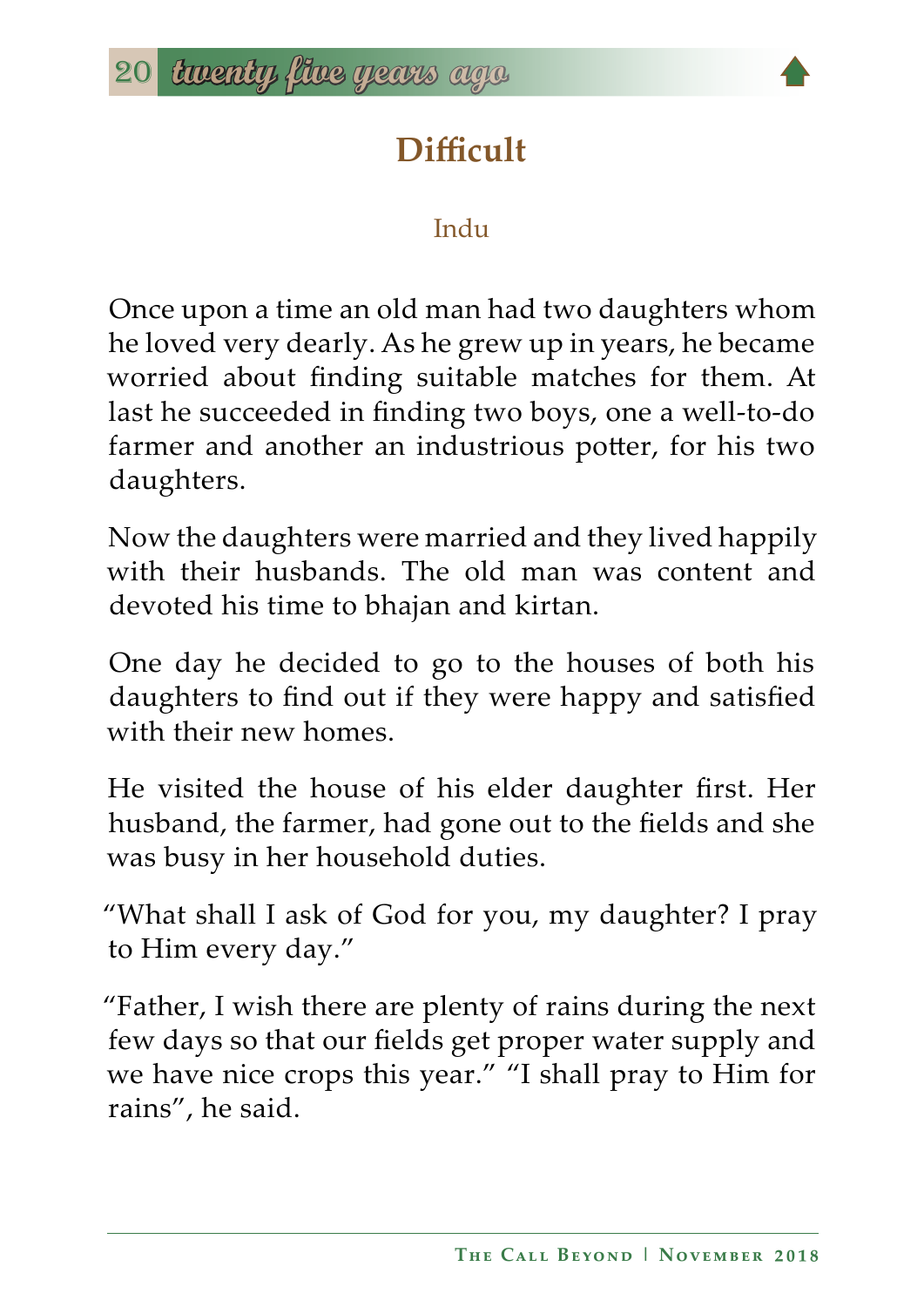# Difficult

Indu

Once upon a time an old man had two daughters whom he loved very dearly. As he grew up in years, he became worried about finding suitable matches for them. At last he succeeded in finding two boys, one a well-to-do farmer and another an industrious potter, for his two daughters.

Now the daughters were married and they lived happily with their husbands. The old man was content and devoted his time to bhajan and kirtan.

One day he decided to go to the houses of both his daughters to find out if they were happy and satisfied with their new homes.

He visited the house of his elder daughter first. Her husband, the farmer, had gone out to the fields and she was busy in her household duties.

"What shall I ask of God for you, my daughter? I pray to Him every day."

"Father, I wish there are plenty of rains during the next few days so that our fields get proper water supply and we have nice crops this year." "I shall pray to Him for rains", he said.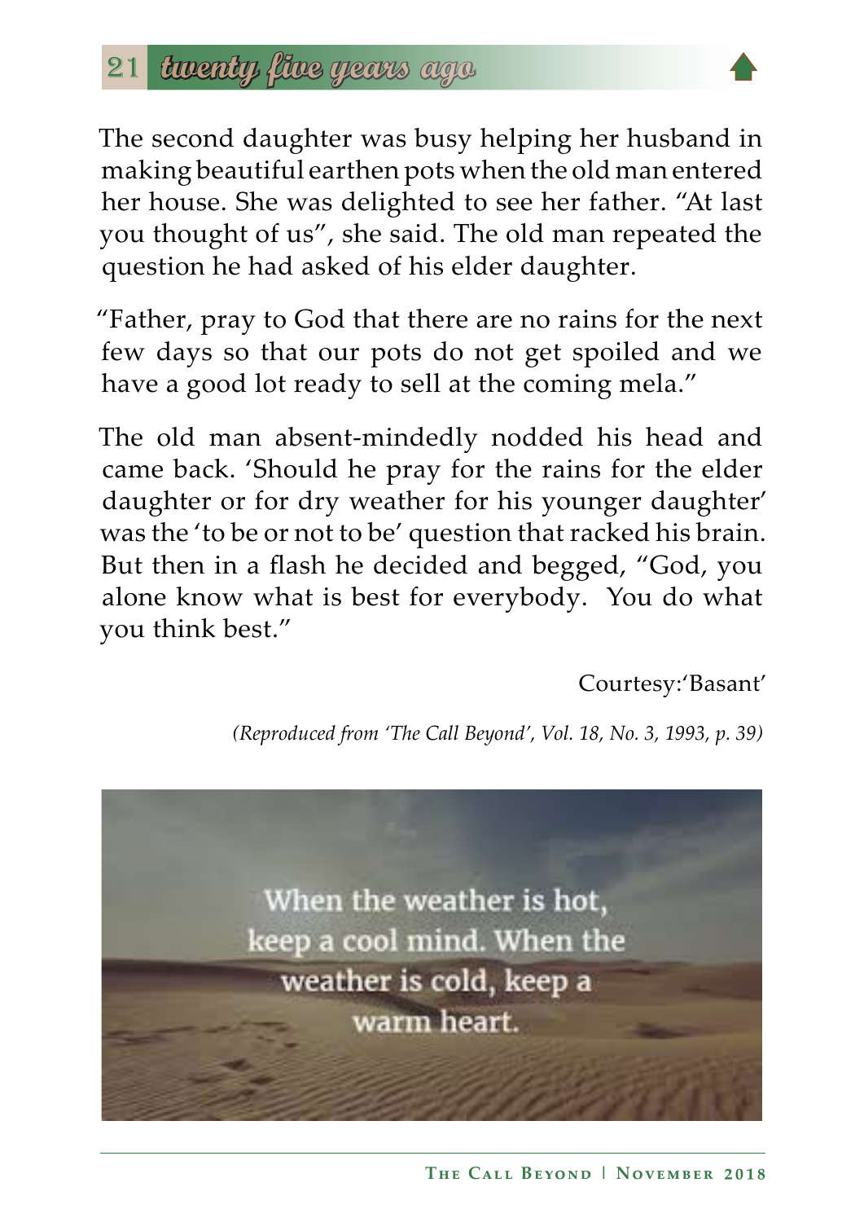The second daughter was busy helping her husband in making beautiful earthen pots when the old man entered her house. She was delighted to see her father. "At last you thought of us", she said. The old man repeated the question he had asked of his elder daughter.

"Father, pray to God that there are no rains for the next few days so that our pots do not get spoiled and we have a good lot ready to sell at the coming mela."

The old man absent-mindedly nodded his head and came back. 'Should he pray for the rains for the elder daughter or for dry weather for his younger daughter' was the 'to be or not to be' question that racked his brain. But then in a flash he decided and begged, "God, you alone know what is best for everybody. You do what you think best."

Courtesy:'Basant'

*(Reproduced from 'The Call Beyond', Vol. 18, No. 3, 1993, p. 39)*

When the weather is hot, keep a cool mind. When the weather is cold, keep a warm heart.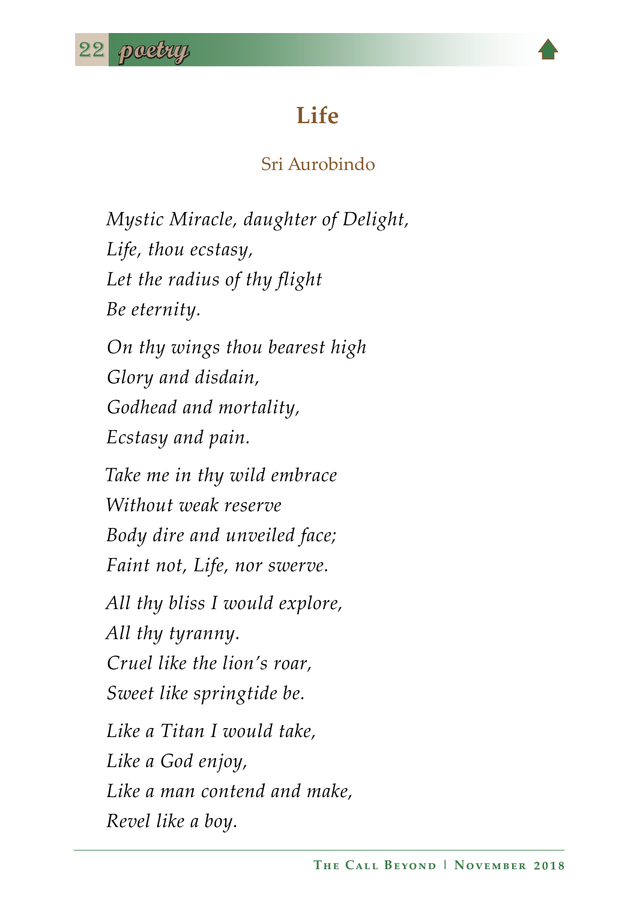# Life

Sri Aurobindo

*Mystic Miracle, daughter of Delight,*
*Life, thou ecstasy,*
*Let the radius of thy flight*
*Be eternity.*

*On thy wings thou bearest high*
*Glory and disdain,*
*Godhead and mortality,*
*Ecstasy and pain.*

*Take me in thy wild embrace*
*Without weak reserve*
*Body dire and unveiled face;*
*Faint not, Life, nor swerve.*

*All thy bliss I would explore,*
*All thy tyranny.*
*Cruel like the lion's roar,*
*Sweet like springtide be.*

*Like a Titan I would take,*
*Like a God enjoy,*
*Like a man contend and make,*
*Revel like a boy.*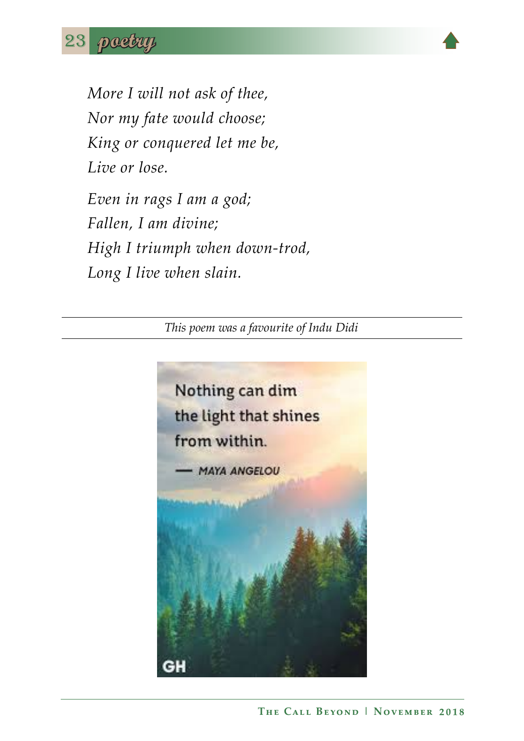*More I will not ask of thee,*
*Nor my fate would choose;*
*King or conquered let me be,*
*Live or lose.*

*Even in rags I am a god;*
*Fallen, I am divine;*
*High I triumph when down-trod,*
*Long I live when slain.*

---

*This poem was a favourite of Indu Didi*

---

Nothing can dim the light that shines from within.

— MAYA ANGELOU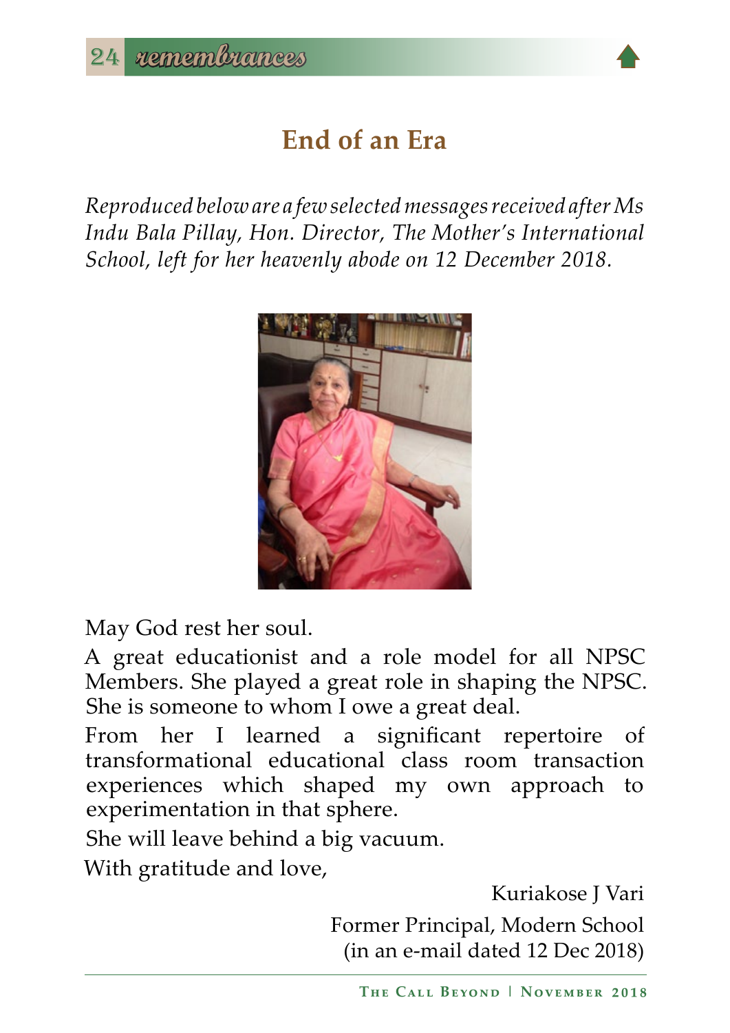# End of an Era

*Reproduced below are a few selected messages received after Ms Indu Bala Pillay, Hon. Director, The Mother's International School, left for her heavenly abode on 12 December 2018.*

May God rest her soul.

A great educationist and a role model for all NPSC Members. She played a great role in shaping the NPSC. She is someone to whom I owe a great deal.

From her I learned a significant repertoire of transformational educational class room transaction experiences which shaped my own approach to experimentation in that sphere.

She will leave behind a big vacuum.

With gratitude and love,

Kuriakose J Vari

Former Principal, Modern School

(in an e-mail dated 12 Dec 2018)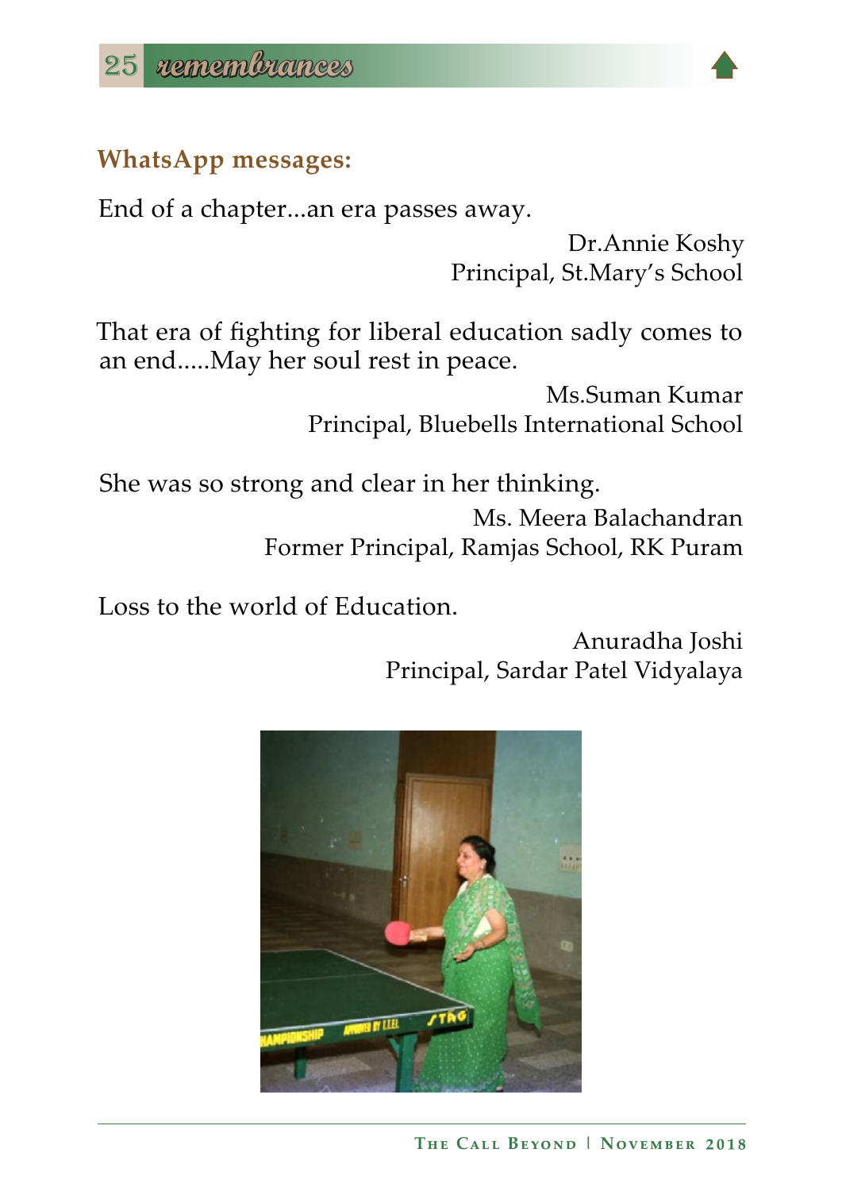## WhatsApp messages:

End of a chapter...an era passes away.

Dr.Annie Koshy
Principal, St.Mary's School

That era of fighting for liberal education sadly comes to an end.....May her soul rest in peace.

Ms.Suman Kumar
Principal, Bluebells International School

She was so strong and clear in her thinking.

Ms. Meera Balachandran
Former Principal, Ramjas School, RK Puram

Loss to the world of Education.

Anuradha Joshi
Principal, Sardar Patel Vidyalaya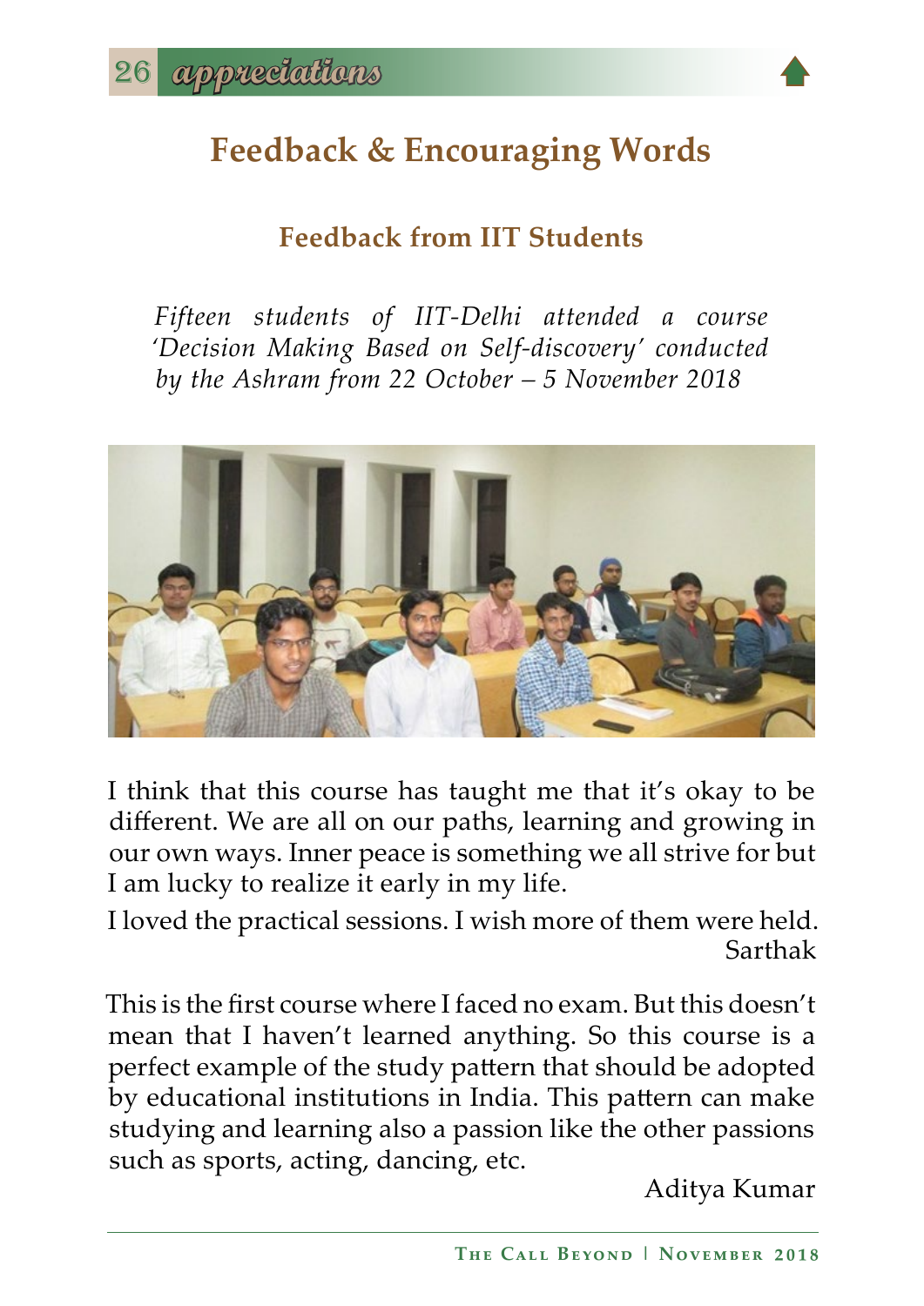# Feedback & Encouraging Words

## Feedback from IIT Students

*Fifteen students of IIT-Delhi attended a course 'Decision Making Based on Self-discovery' conducted by the Ashram from 22 October – 5 November 2018*

I think that this course has taught me that it's okay to be different. We are all on our paths, learning and growing in our own ways. Inner peace is something we all strive for but I am lucky to realize it early in my life.

I loved the practical sessions. I wish more of them were held.

Sarthak

This is the first course where I faced no exam. But this doesn't mean that I haven't learned anything. So this course is a perfect example of the study pattern that should be adopted by educational institutions in India. This pattern can make studying and learning also a passion like the other passions such as sports, acting, dancing, etc.

Aditya Kumar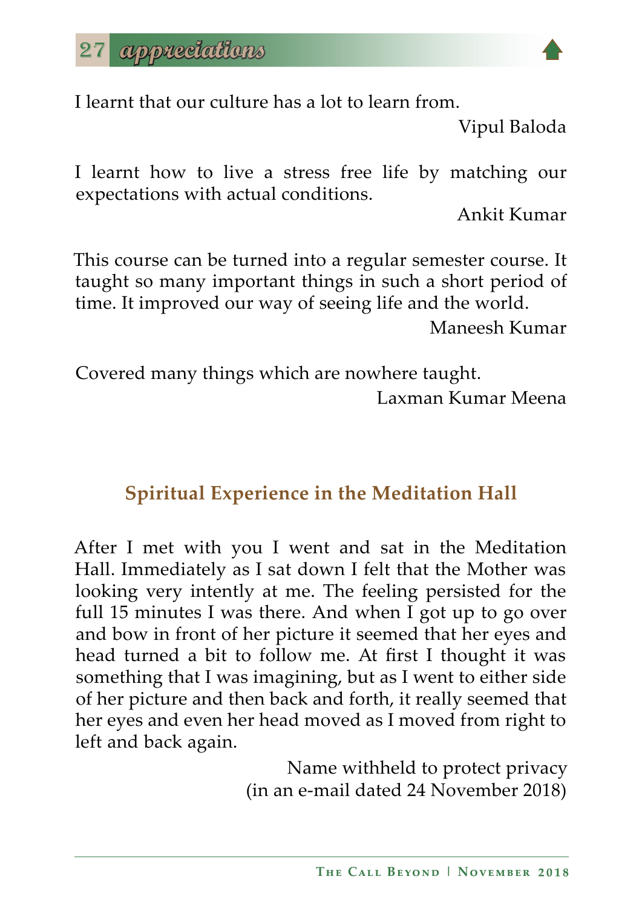I learnt that our culture has a lot to learn from.

Vipul Baloda

I learnt how to live a stress free life by matching our expectations with actual conditions.

Ankit Kumar

This course can be turned into a regular semester course. It taught so many important things in such a short period of time. It improved our way of seeing life and the world.

Maneesh Kumar

Covered many things which are nowhere taught.

Laxman Kumar Meena

## Spiritual Experience in the Meditation Hall

After I met with you I went and sat in the Meditation Hall. Immediately as I sat down I felt that the Mother was looking very intently at me. The feeling persisted for the full 15 minutes I was there. And when I got up to go over and bow in front of her picture it seemed that her eyes and head turned a bit to follow me. At first I thought it was something that I was imagining, but as I went to either side of her picture and then back and forth, it really seemed that her eyes and even her head moved as I moved from right to left and back again.

Name withheld to protect privacy
(in an e-mail dated 24 November 2018)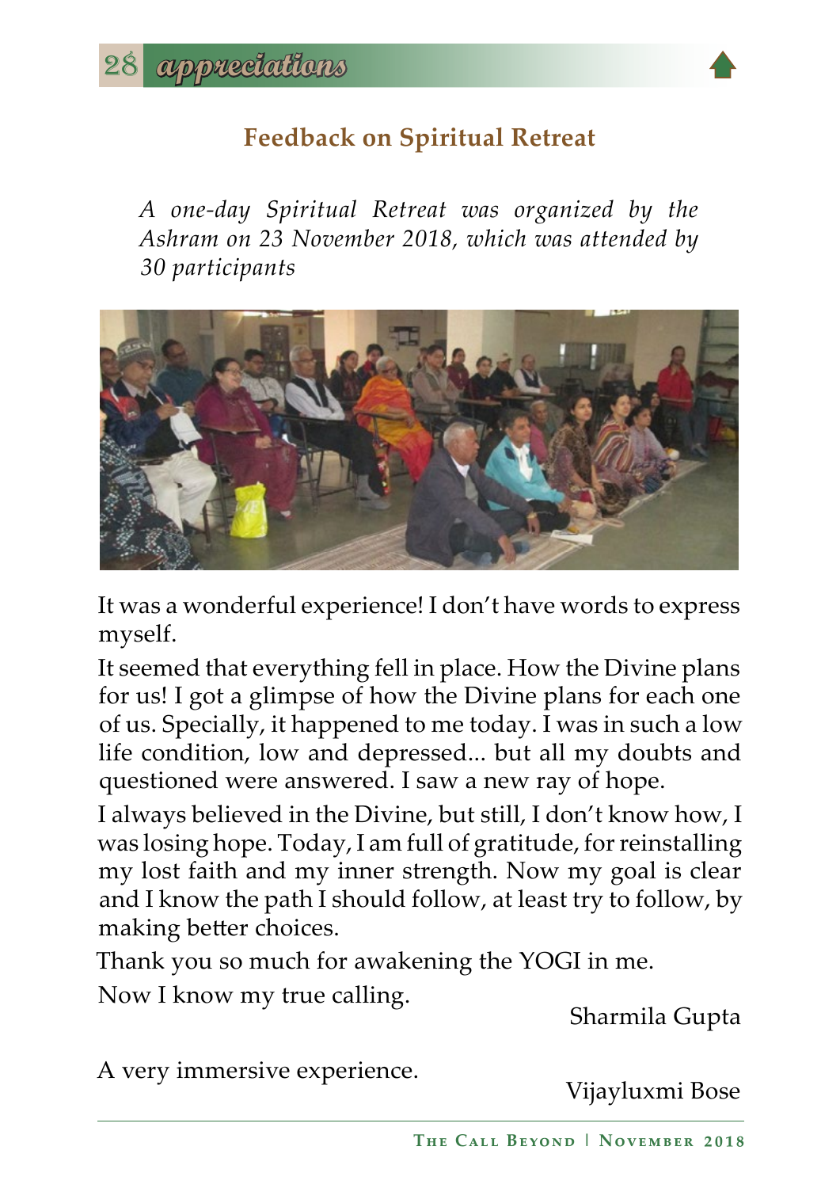## Feedback on Spiritual Retreat

*A one-day Spiritual Retreat was organized by the Ashram on 23 November 2018, which was attended by 30 participants*

It was a wonderful experience! I don't have words to express myself.

It seemed that everything fell in place. How the Divine plans for us! I got a glimpse of how the Divine plans for each one of us. Specially, it happened to me today. I was in such a low life condition, low and depressed... but all my doubts and questioned were answered. I saw a new ray of hope.

I always believed in the Divine, but still, I don't know how, I was losing hope. Today, I am full of gratitude, for reinstalling my lost faith and my inner strength. Now my goal is clear and I know the path I should follow, at least try to follow, by making better choices.

Thank you so much for awakening the YOGI in me.

Now I know my true calling.

Sharmila Gupta

A very immersive experience.

Vijayluxmi Bose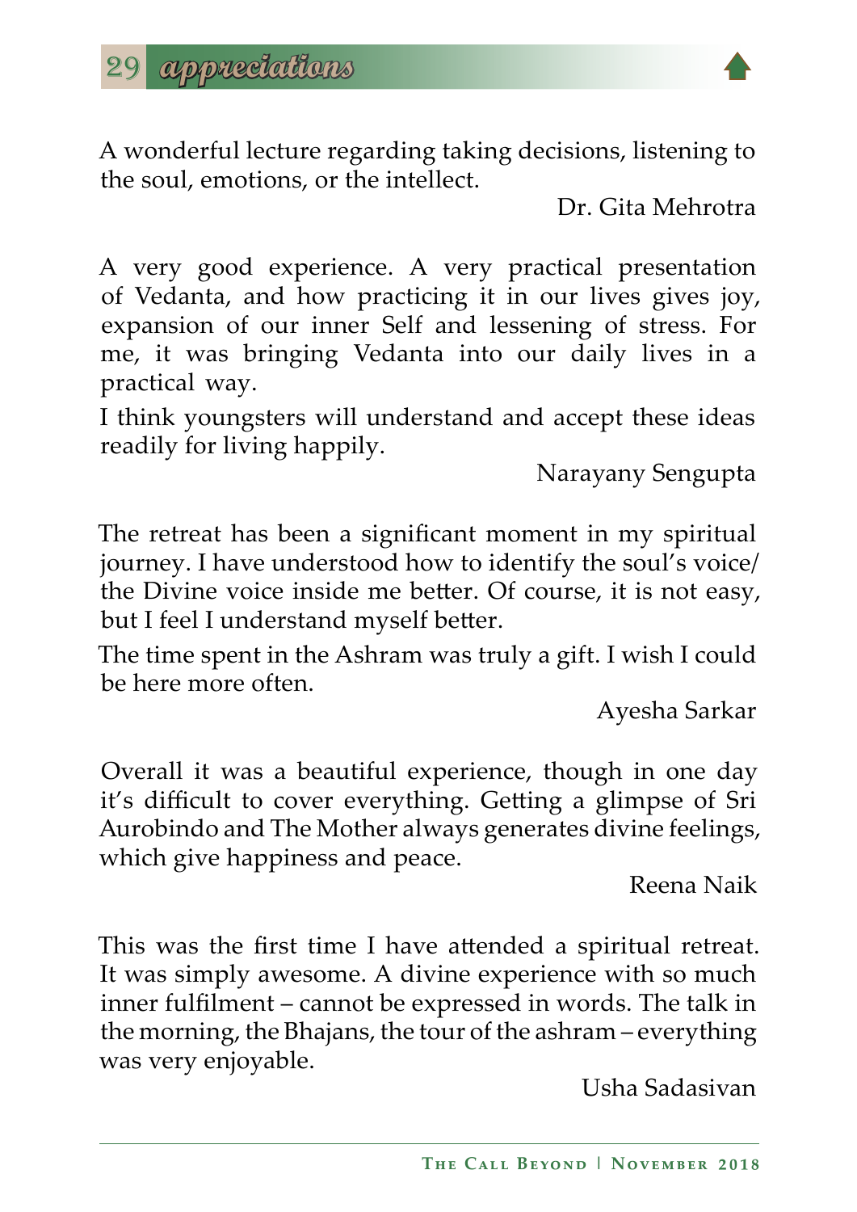A wonderful lecture regarding taking decisions, listening to the soul, emotions, or the intellect.

Dr. Gita Mehrotra

A very good experience. A very practical presentation of Vedanta, and how practicing it in our lives gives joy, expansion of our inner Self and lessening of stress. For me, it was bringing Vedanta into our daily lives in a practical way.

I think youngsters will understand and accept these ideas readily for living happily.

Narayany Sengupta

The retreat has been a significant moment in my spiritual journey. I have understood how to identify the soul's voice/ the Divine voice inside me better. Of course, it is not easy, but I feel I understand myself better.

The time spent in the Ashram was truly a gift. I wish I could be here more often.

Ayesha Sarkar

Overall it was a beautiful experience, though in one day it's difficult to cover everything. Getting a glimpse of Sri Aurobindo and The Mother always generates divine feelings, which give happiness and peace.

Reena Naik

This was the first time I have attended a spiritual retreat. It was simply awesome. A divine experience with so much inner fulfilment – cannot be expressed in words. The talk in the morning, the Bhajans, the tour of the ashram – everything was very enjoyable.

Usha Sadasivan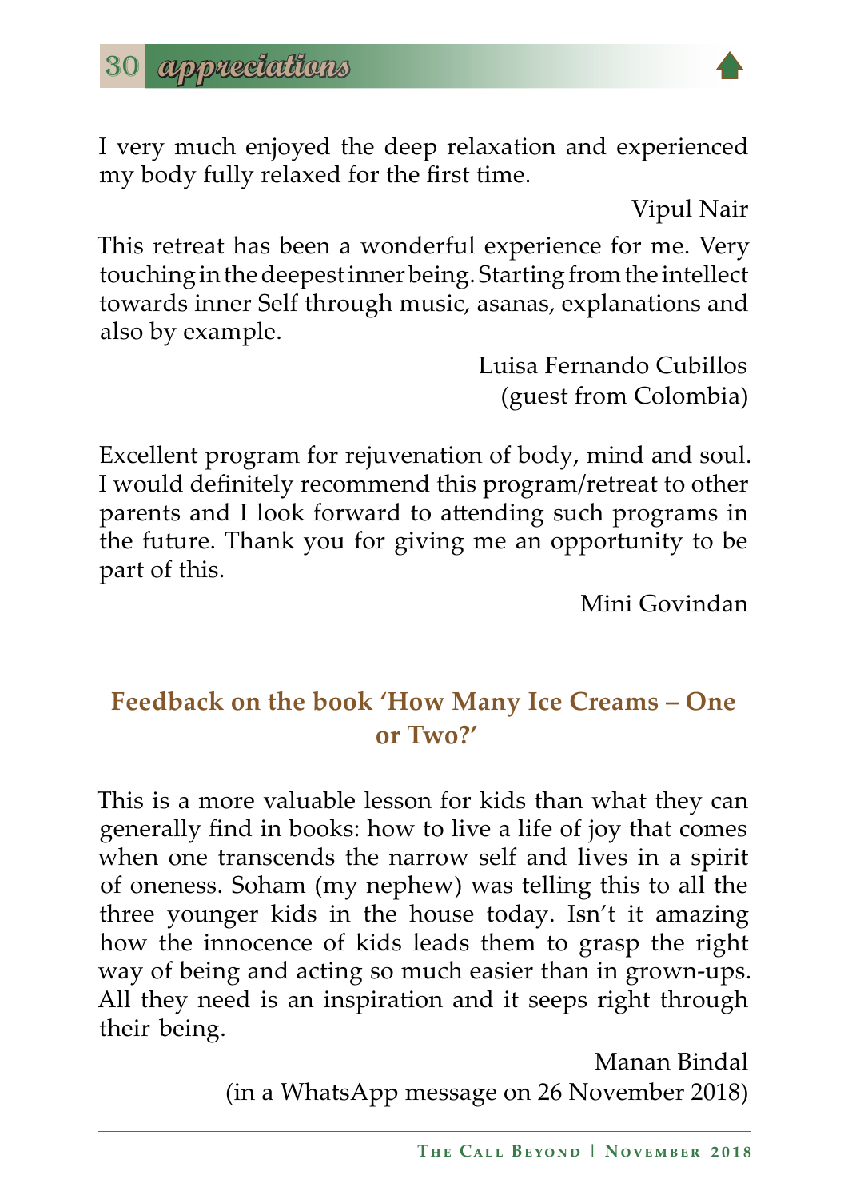I very much enjoyed the deep relaxation and experienced my body fully relaxed for the first time.

Vipul Nair

This retreat has been a wonderful experience for me. Very touching in the deepest inner being. Starting from the intellect towards inner Self through music, asanas, explanations and also by example.

Luisa Fernando Cubillos
(guest from Colombia)

Excellent program for rejuvenation of body, mind and soul. I would definitely recommend this program/retreat to other parents and I look forward to attending such programs in the future. Thank you for giving me an opportunity to be part of this.

Mini Govindan

## Feedback on the book 'How Many Ice Creams – One or Two?'

This is a more valuable lesson for kids than what they can generally find in books: how to live a life of joy that comes when one transcends the narrow self and lives in a spirit of oneness. Soham (my nephew) was telling this to all the three younger kids in the house today. Isn't it amazing how the innocence of kids leads them to grasp the right way of being and acting so much easier than in grown-ups. All they need is an inspiration and it seeps right through their being.

Manan Bindal
(in a WhatsApp message on 26 November 2018)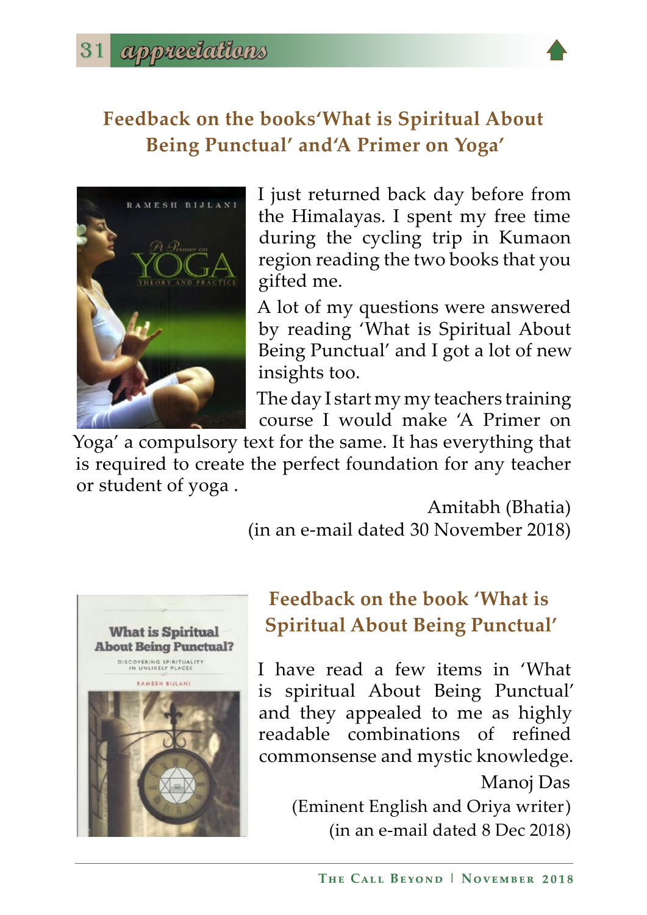## Feedback on the books'What is Spiritual About Being Punctual' and'A Primer on Yoga'

I just returned back day before from the Himalayas. I spent my free time during the cycling trip in Kumaon region reading the two books that you gifted me.

A lot of my questions were answered by reading 'What is Spiritual About Being Punctual' and I got a lot of new insights too.

The day I start my my teachers training course I would make 'A Primer on Yoga' a compulsory text for the same. It has everything that is required to create the perfect foundation for any teacher or student of yoga .

Amitabh (Bhatia)
(in an e-mail dated 30 November 2018)

## Feedback on the book 'What is Spiritual About Being Punctual'

I have read a few items in 'What is spiritual About Being Punctual' and they appealed to me as highly readable combinations of refined commonsense and mystic knowledge.

Manoj Das
(Eminent English and Oriya writer)
(in an e-mail dated 8 Dec 2018)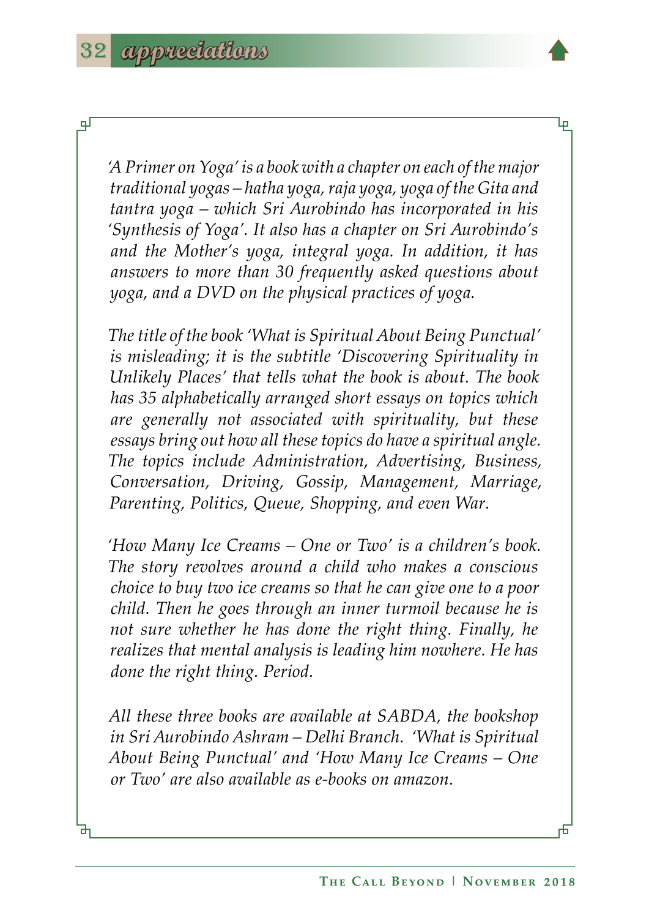*'A Primer on Yoga' is a book with a chapter on each of the major traditional yogas – hatha yoga, raja yoga, yoga of the Gita and tantra yoga – which Sri Aurobindo has incorporated in his 'Synthesis of Yoga'. It also has a chapter on Sri Aurobindo's and the Mother's yoga, integral yoga. In addition, it has answers to more than 30 frequently asked questions about yoga, and a DVD on the physical practices of yoga.*

*The title of the book 'What is Spiritual About Being Punctual' is misleading; it is the subtitle 'Discovering Spirituality in Unlikely Places' that tells what the book is about. The book has 35 alphabetically arranged short essays on topics which are generally not associated with spirituality, but these essays bring out how all these topics do have a spiritual angle. The topics include Administration, Advertising, Business, Conversation, Driving, Gossip, Management, Marriage, Parenting, Politics, Queue, Shopping, and even War.*

*'How Many Ice Creams – One or Two' is a children's book. The story revolves around a child who makes a conscious choice to buy two ice creams so that he can give one to a poor child. Then he goes through an inner turmoil because he is not sure whether he has done the right thing. Finally, he realizes that mental analysis is leading him nowhere. He has done the right thing. Period.*

*All these three books are available at SABDA, the bookshop in Sri Aurobindo Ashram – Delhi Branch. 'What is Spiritual About Being Punctual' and 'How Many Ice Creams – One or Two' are also available as e-books on amazon.*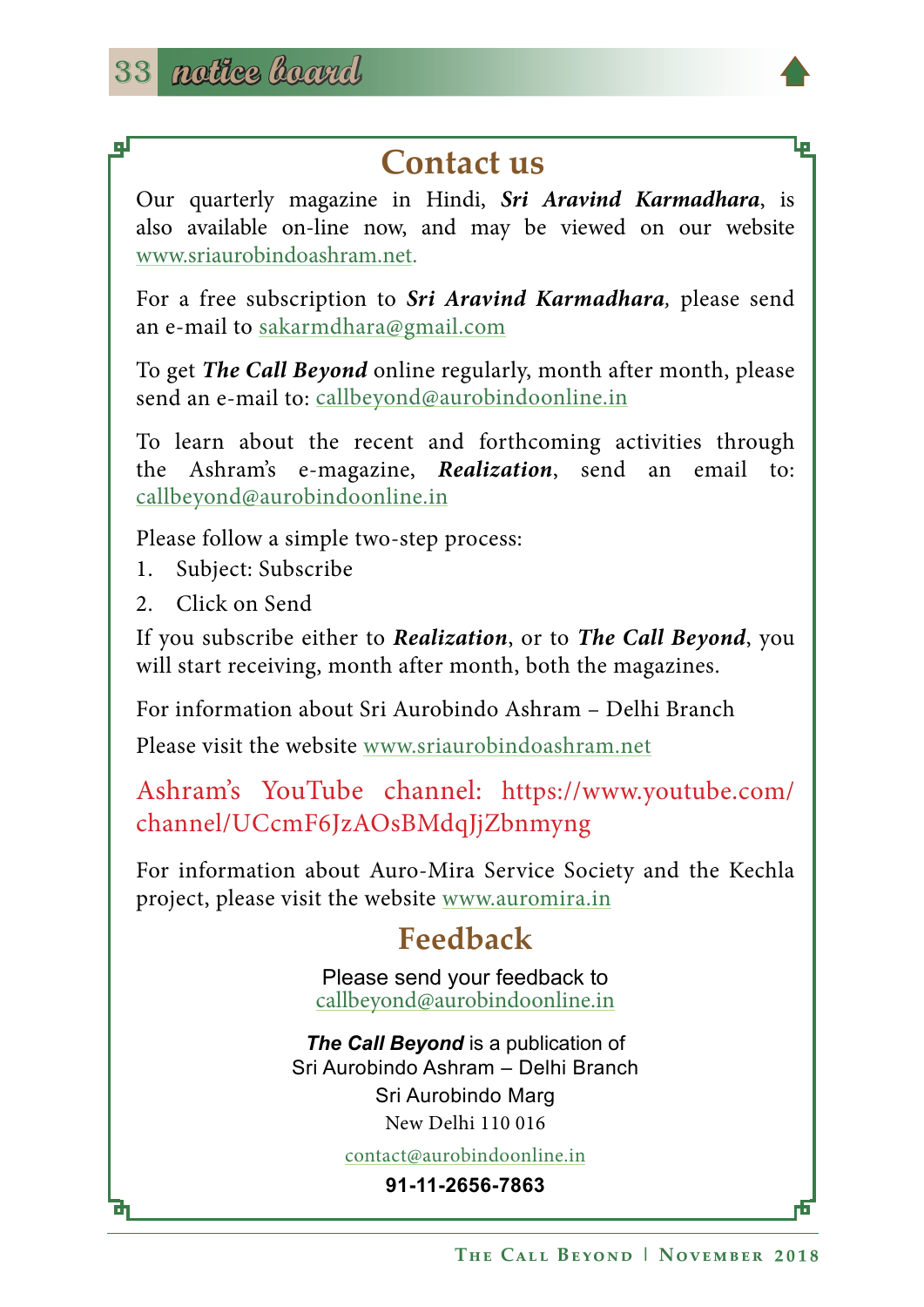# Contact us

Our quarterly magazine in Hindi, ***Sri Aravind Karmadhara***, is also available on-line now, and may be viewed on our website www.sriaurobindoashram.net.

For a free subscription to ***Sri Aravind Karmadhara***, please send an e-mail to sakarmdhara@gmail.com

To get ***The Call Beyond*** online regularly, month after month, please send an e-mail to: callbeyond@aurobindoonline.in

To learn about the recent and forthcoming activities through the Ashram's e-magazine, ***Realization***, send an email to: callbeyond@aurobindoonline.in

Please follow a simple two-step process:

1. Subject: Subscribe
2. Click on Send

If you subscribe either to ***Realization***, or to ***The Call Beyond***, you will start receiving, month after month, both the magazines.

For information about Sri Aurobindo Ashram – Delhi Branch

Please visit the website www.sriaurobindoashram.net

Ashram's YouTube channel: https://www.youtube.com/channel/UCcmF6JzAOsBMdqJjZbnmyng

For information about Auro-Mira Service Society and the Kechla project, please visit the website www.auromira.in

# Feedback

Please send your feedback to
callbeyond@aurobindoonline.in

***The Call Beyond*** is a publication of
Sri Aurobindo Ashram – Delhi Branch
Sri Aurobindo Marg
New Delhi 110 016

contact@aurobindoonline.in

**91-11-2656-7863**